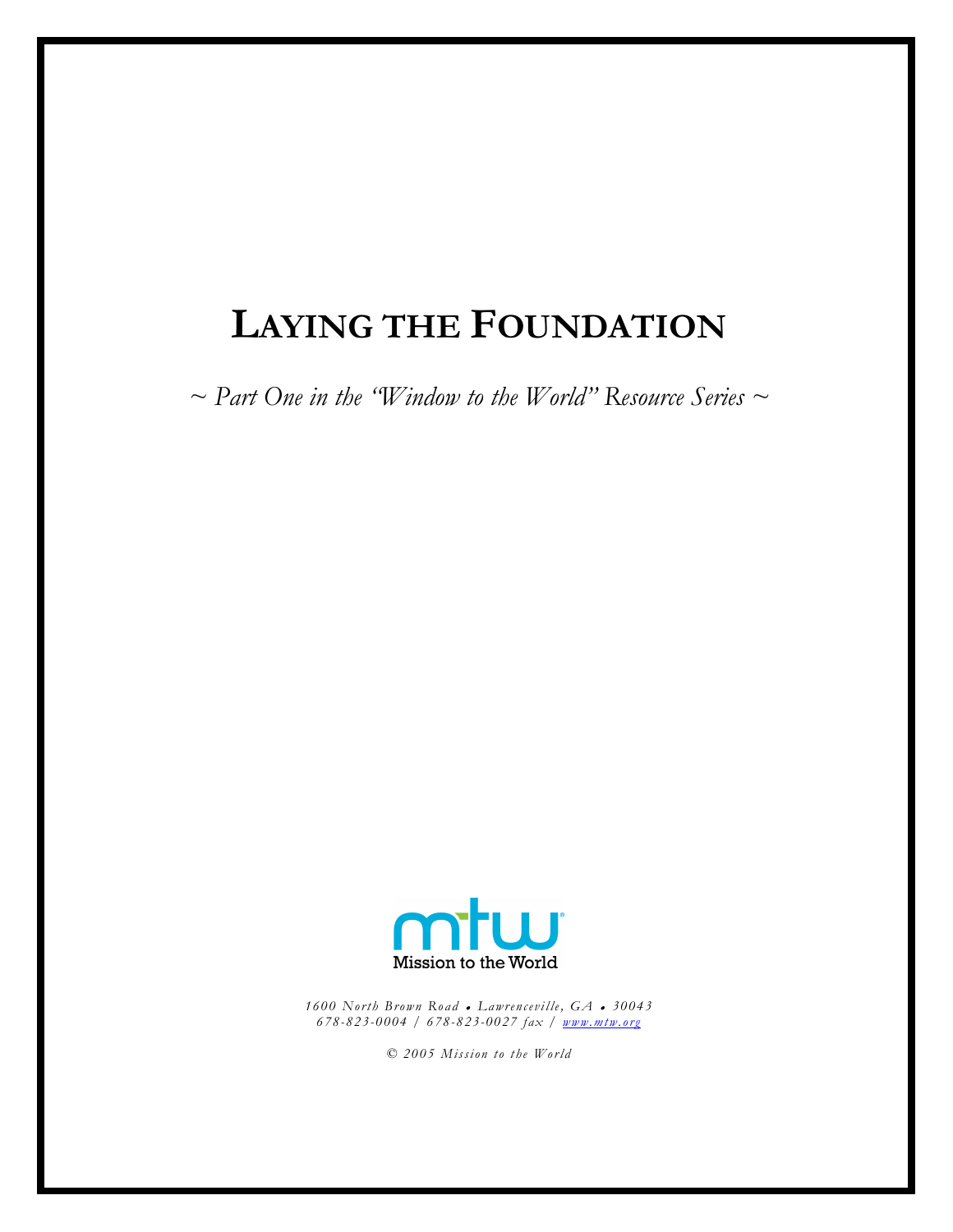# LAYING THE FOUNDATION

*~ Part One in the "Window to the World" Resource Series ~*

Mission to the World

*1600 North Brown Road • Lawrenceville, GA • 30043*
*678-823-0004 / 678-823-0027 fax / www.mtw.org*

*© 2005 Mission to the World*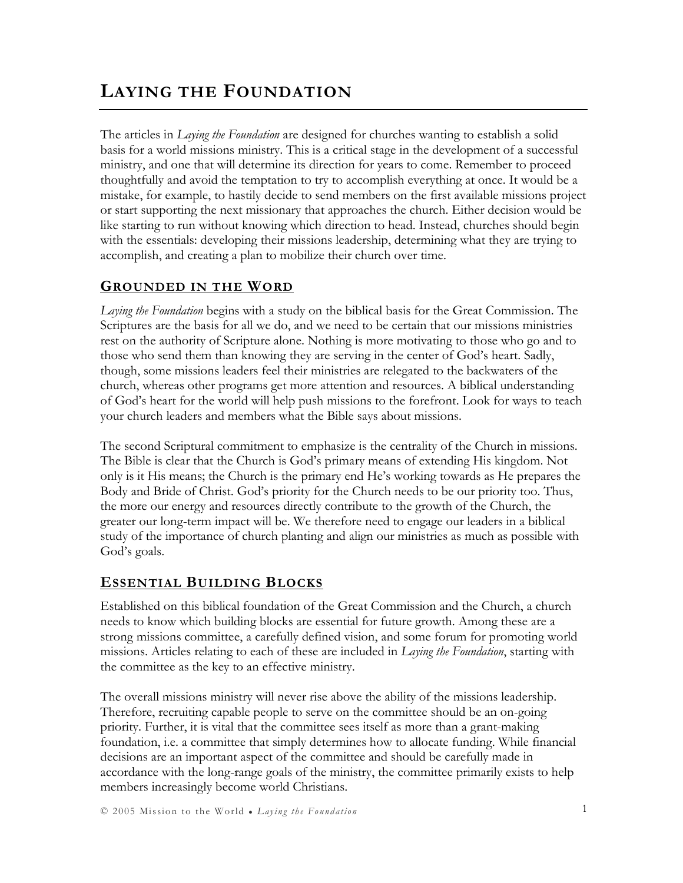# LAYING THE FOUNDATION

The articles in *Laying the Foundation* are designed for churches wanting to establish a solid basis for a world missions ministry. This is a critical stage in the development of a successful ministry, and one that will determine its direction for years to come. Remember to proceed thoughtfully and avoid the temptation to try to accomplish everything at once. It would be a mistake, for example, to hastily decide to send members on the first available missions project or start supporting the next missionary that approaches the church. Either decision would be like starting to run without knowing which direction to head. Instead, churches should begin with the essentials: developing their missions leadership, determining what they are trying to accomplish, and creating a plan to mobilize their church over time.

## GROUNDED IN THE WORD

*Laying the Foundation* begins with a study on the biblical basis for the Great Commission. The Scriptures are the basis for all we do, and we need to be certain that our missions ministries rest on the authority of Scripture alone. Nothing is more motivating to those who go and to those who send them than knowing they are serving in the center of God's heart. Sadly, though, some missions leaders feel their ministries are relegated to the backwaters of the church, whereas other programs get more attention and resources. A biblical understanding of God's heart for the world will help push missions to the forefront. Look for ways to teach your church leaders and members what the Bible says about missions.

The second Scriptural commitment to emphasize is the centrality of the Church in missions. The Bible is clear that the Church is God's primary means of extending His kingdom. Not only is it His means; the Church is the primary end He's working towards as He prepares the Body and Bride of Christ. God's priority for the Church needs to be our priority too. Thus, the more our energy and resources directly contribute to the growth of the Church, the greater our long-term impact will be. We therefore need to engage our leaders in a biblical study of the importance of church planting and align our ministries as much as possible with God's goals.

## ESSENTIAL BUILDING BLOCKS

Established on this biblical foundation of the Great Commission and the Church, a church needs to know which building blocks are essential for future growth. Among these are a strong missions committee, a carefully defined vision, and some forum for promoting world missions. Articles relating to each of these are included in *Laying the Foundation*, starting with the committee as the key to an effective ministry.

The overall missions ministry will never rise above the ability of the missions leadership. Therefore, recruiting capable people to serve on the committee should be an on-going priority. Further, it is vital that the committee sees itself as more than a grant-making foundation, i.e. a committee that simply determines how to allocate funding. While financial decisions are an important aspect of the committee and should be carefully made in accordance with the long-range goals of the ministry, the committee primarily exists to help members increasingly become world Christians.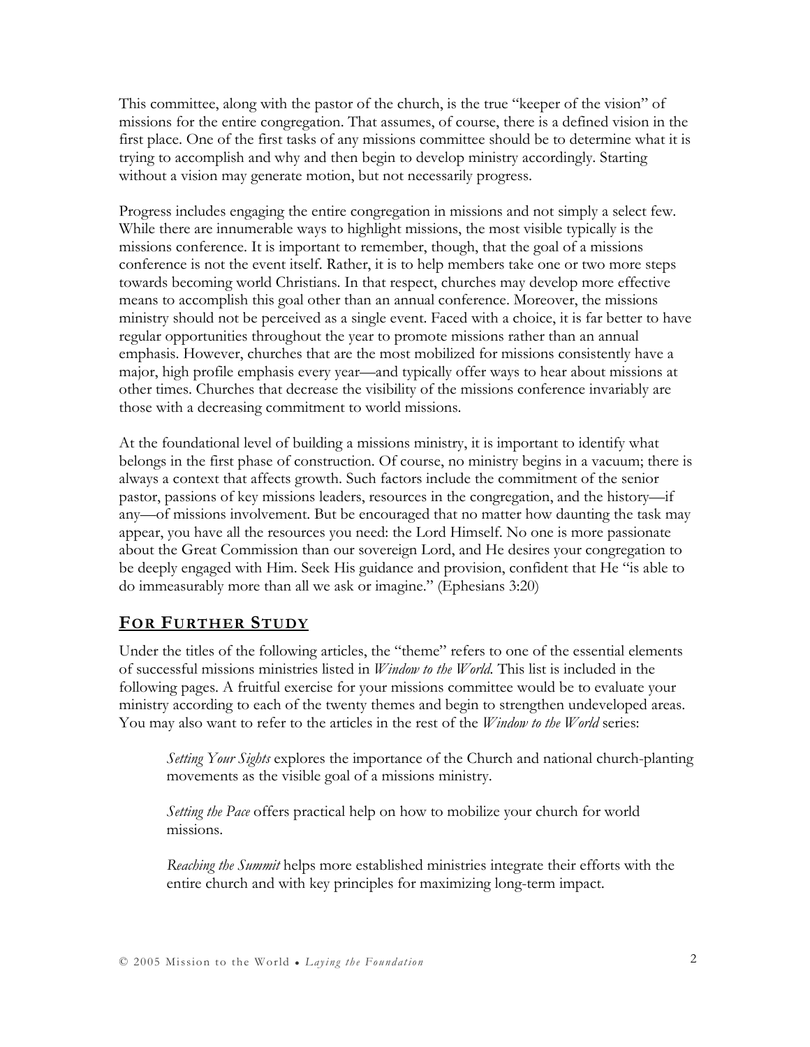This committee, along with the pastor of the church, is the true "keeper of the vision" of missions for the entire congregation. That assumes, of course, there is a defined vision in the first place. One of the first tasks of any missions committee should be to determine what it is trying to accomplish and why and then begin to develop ministry accordingly. Starting without a vision may generate motion, but not necessarily progress.

Progress includes engaging the entire congregation in missions and not simply a select few. While there are innumerable ways to highlight missions, the most visible typically is the missions conference. It is important to remember, though, that the goal of a missions conference is not the event itself. Rather, it is to help members take one or two more steps towards becoming world Christians. In that respect, churches may develop more effective means to accomplish this goal other than an annual conference. Moreover, the missions ministry should not be perceived as a single event. Faced with a choice, it is far better to have regular opportunities throughout the year to promote missions rather than an annual emphasis. However, churches that are the most mobilized for missions consistently have a major, high profile emphasis every year—and typically offer ways to hear about missions at other times. Churches that decrease the visibility of the missions conference invariably are those with a decreasing commitment to world missions.

At the foundational level of building a missions ministry, it is important to identify what belongs in the first phase of construction. Of course, no ministry begins in a vacuum; there is always a context that affects growth. Such factors include the commitment of the senior pastor, passions of key missions leaders, resources in the congregation, and the history—if any—of missions involvement. But be encouraged that no matter how daunting the task may appear, you have all the resources you need: the Lord Himself. No one is more passionate about the Great Commission than our sovereign Lord, and He desires your congregation to be deeply engaged with Him. Seek His guidance and provision, confident that He "is able to do immeasurably more than all we ask or imagine." (Ephesians 3:20)

## FOR FURTHER STUDY

Under the titles of the following articles, the "theme" refers to one of the essential elements of successful missions ministries listed in *Window to the World*. This list is included in the following pages. A fruitful exercise for your missions committee would be to evaluate your ministry according to each of the twenty themes and begin to strengthen undeveloped areas. You may also want to refer to the articles in the rest of the *Window to the World* series:

> *Setting Your Sights* explores the importance of the Church and national church-planting movements as the visible goal of a missions ministry.
>
> *Setting the Pace* offers practical help on how to mobilize your church for world missions.
>
> *Reaching the Summit* helps more established ministries integrate their efforts with the entire church and with key principles for maximizing long-term impact.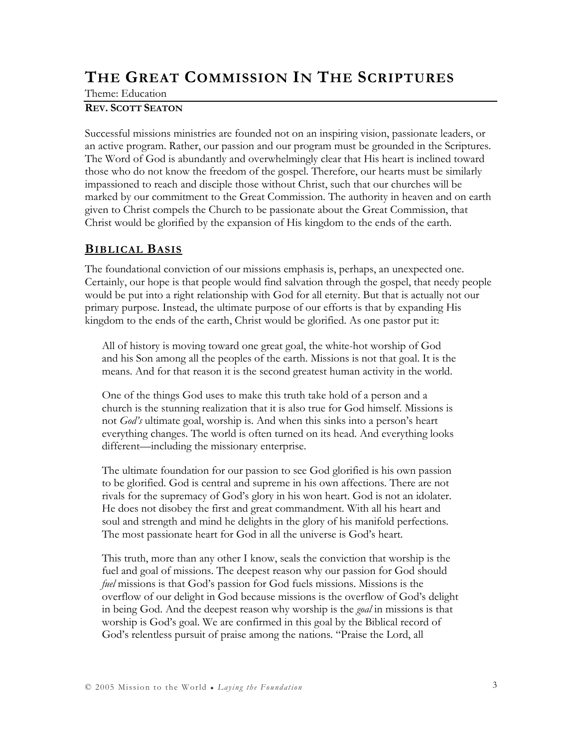# THE GREAT COMMISSION IN THE SCRIPTURES

Theme: Education

**REV. SCOTT SEATON**

Successful missions ministries are founded not on an inspiring vision, passionate leaders, or an active program. Rather, our passion and our program must be grounded in the Scriptures. The Word of God is abundantly and overwhelmingly clear that His heart is inclined toward those who do not know the freedom of the gospel. Therefore, our hearts must be similarly impassioned to reach and disciple those without Christ, such that our churches will be marked by our commitment to the Great Commission. The authority in heaven and on earth given to Christ compels the Church to be passionate about the Great Commission, that Christ would be glorified by the expansion of His kingdom to the ends of the earth.

## BIBLICAL BASIS

The foundational conviction of our missions emphasis is, perhaps, an unexpected one. Certainly, our hope is that people would find salvation through the gospel, that needy people would be put into a right relationship with God for all eternity. But that is actually not our primary purpose. Instead, the ultimate purpose of our efforts is that by expanding His kingdom to the ends of the earth, Christ would be glorified. As one pastor put it:

> All of history is moving toward one great goal, the white-hot worship of God and his Son among all the peoples of the earth. Missions is not that goal. It is the means. And for that reason it is the second greatest human activity in the world.
>
> One of the things God uses to make this truth take hold of a person and a church is the stunning realization that it is also true for God himself. Missions is not *God's* ultimate goal, worship is. And when this sinks into a person's heart everything changes. The world is often turned on its head. And everything looks different—including the missionary enterprise.
>
> The ultimate foundation for our passion to see God glorified is his own passion to be glorified. God is central and supreme in his own affections. There are not rivals for the supremacy of God's glory in his won heart. God is not an idolater. He does not disobey the first and great commandment. With all his heart and soul and strength and mind he delights in the glory of his manifold perfections. The most passionate heart for God in all the universe is God's heart.
>
> This truth, more than any other I know, seals the conviction that worship is the fuel and goal of missions. The deepest reason why our passion for God should *fuel* missions is that God's passion for God fuels missions. Missions is the overflow of our delight in God because missions is the overflow of God's delight in being God. And the deepest reason why worship is the *goal* in missions is that worship is God's goal. We are confirmed in this goal by the Biblical record of God's relentless pursuit of praise among the nations. "Praise the Lord, all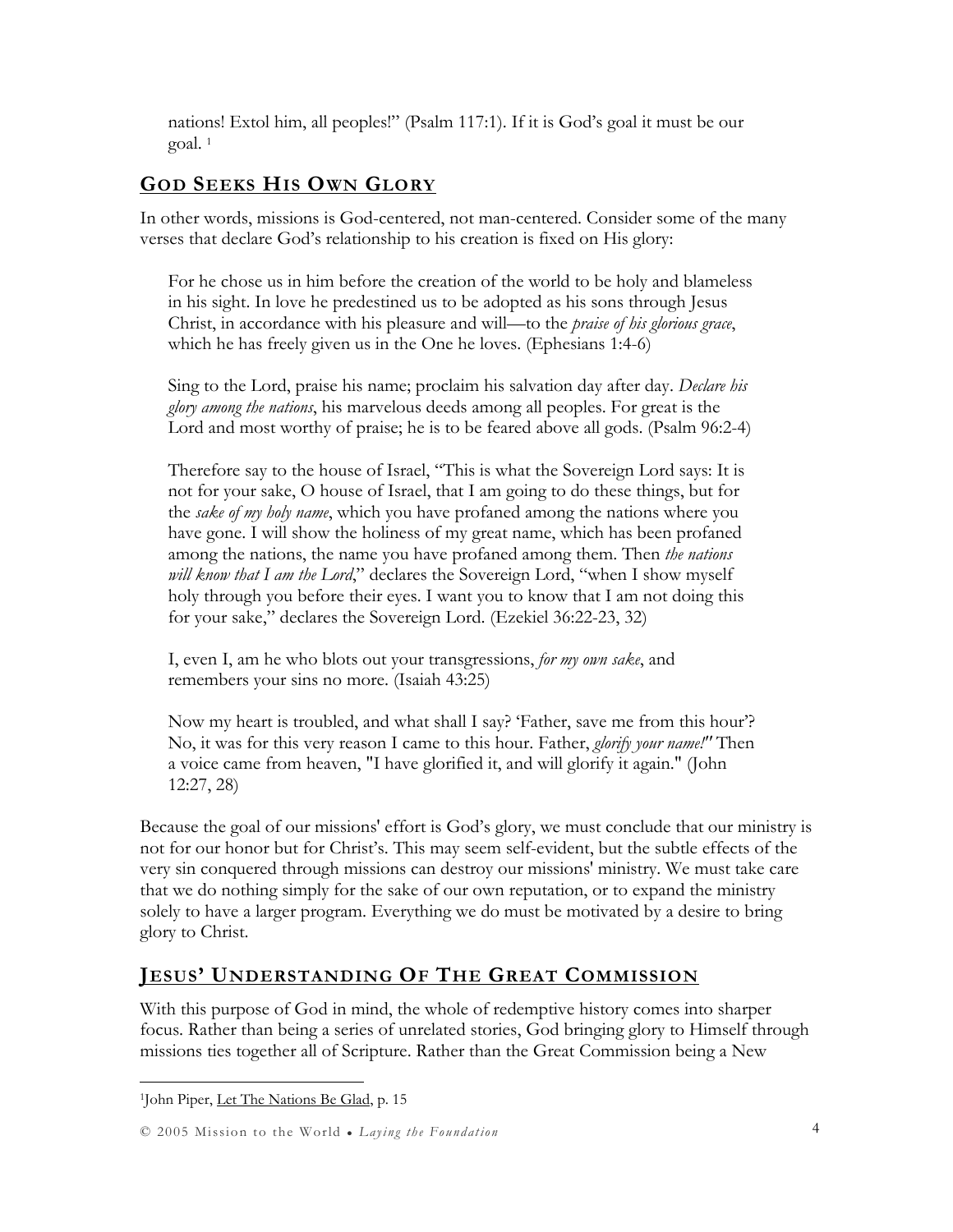nations! Extol him, all peoples!" (Psalm 117:1). If it is God's goal it must be our goal. [1]

## GOD SEEKS HIS OWN GLORY

In other words, missions is God-centered, not man-centered. Consider some of the many verses that declare God's relationship to his creation is fixed on His glory:

> For he chose us in him before the creation of the world to be holy and blameless in his sight. In love he predestined us to be adopted as his sons through Jesus Christ, in accordance with his pleasure and will—to the *praise of his glorious grace*, which he has freely given us in the One he loves. (Ephesians 1:4-6)

> Sing to the Lord, praise his name; proclaim his salvation day after day. *Declare his glory among the nations*, his marvelous deeds among all peoples. For great is the Lord and most worthy of praise; he is to be feared above all gods. (Psalm 96:2-4)

> Therefore say to the house of Israel, "This is what the Sovereign Lord says: It is not for your sake, O house of Israel, that I am going to do these things, but for the *sake of my holy name*, which you have profaned among the nations where you have gone. I will show the holiness of my great name, which has been profaned among the nations, the name you have profaned among them. Then *the nations will know that I am the Lord*," declares the Sovereign Lord, "when I show myself holy through you before their eyes. I want you to know that I am not doing this for your sake," declares the Sovereign Lord. (Ezekiel 36:22-23, 32)

> I, even I, am he who blots out your transgressions, *for my own sake*, and remembers your sins no more. (Isaiah 43:25)

> Now my heart is troubled, and what shall I say? 'Father, save me from this hour'? No, it was for this very reason I came to this hour. Father, *glorify your name!"* Then a voice came from heaven, "I have glorified it, and will glorify it again." (John 12:27, 28)

Because the goal of our missions' effort is God's glory, we must conclude that our ministry is not for our honor but for Christ's. This may seem self-evident, but the subtle effects of the very sin conquered through missions can destroy our missions' ministry. We must take care that we do nothing simply for the sake of our own reputation, or to expand the ministry solely to have a larger program. Everything we do must be motivated by a desire to bring glory to Christ.

## JESUS' UNDERSTANDING OF THE GREAT COMMISSION

With this purpose of God in mind, the whole of redemptive history comes into sharper focus. Rather than being a series of unrelated stories, God bringing glory to Himself through missions ties together all of Scripture. Rather than the Great Commission being a New

---

[1]John Piper, Let The Nations Be Glad, p. 15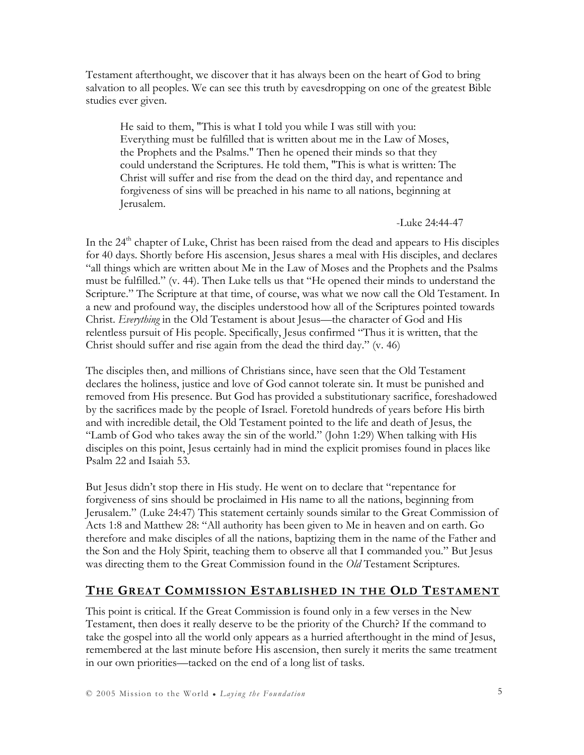Testament afterthought, we discover that it has always been on the heart of God to bring salvation to all peoples. We can see this truth by eavesdropping on one of the greatest Bible studies ever given.

> He said to them, "This is what I told you while I was still with you: Everything must be fulfilled that is written about me in the Law of Moses, the Prophets and the Psalms." Then he opened their minds so that they could understand the Scriptures. He told them, "This is what is written: The Christ will suffer and rise from the dead on the third day, and repentance and forgiveness of sins will be preached in his name to all nations, beginning at Jerusalem.
>
> -Luke 24:44-47

In the 24th chapter of Luke, Christ has been raised from the dead and appears to His disciples for 40 days. Shortly before His ascension, Jesus shares a meal with His disciples, and declares "all things which are written about Me in the Law of Moses and the Prophets and the Psalms must be fulfilled." (v. 44). Then Luke tells us that "He opened their minds to understand the Scripture." The Scripture at that time, of course, was what we now call the Old Testament. In a new and profound way, the disciples understood how all of the Scriptures pointed towards Christ. *Everything* in the Old Testament is about Jesus—the character of God and His relentless pursuit of His people. Specifically, Jesus confirmed "Thus it is written, that the Christ should suffer and rise again from the dead the third day." (v. 46)

The disciples then, and millions of Christians since, have seen that the Old Testament declares the holiness, justice and love of God cannot tolerate sin. It must be punished and removed from His presence. But God has provided a substitutionary sacrifice, foreshadowed by the sacrifices made by the people of Israel. Foretold hundreds of years before His birth and with incredible detail, the Old Testament pointed to the life and death of Jesus, the "Lamb of God who takes away the sin of the world." (John 1:29) When talking with His disciples on this point, Jesus certainly had in mind the explicit promises found in places like Psalm 22 and Isaiah 53.

But Jesus didn't stop there in His study. He went on to declare that "repentance for forgiveness of sins should be proclaimed in His name to all the nations, beginning from Jerusalem." (Luke 24:47) This statement certainly sounds similar to the Great Commission of Acts 1:8 and Matthew 28: "All authority has been given to Me in heaven and on earth. Go therefore and make disciples of all the nations, baptizing them in the name of the Father and the Son and the Holy Spirit, teaching them to observe all that I commanded you." But Jesus was directing them to the Great Commission found in the *Old* Testament Scriptures.

## The Great Commission Established in the Old Testament

This point is critical. If the Great Commission is found only in a few verses in the New Testament, then does it really deserve to be the priority of the Church? If the command to take the gospel into all the world only appears as a hurried afterthought in the mind of Jesus, remembered at the last minute before His ascension, then surely it merits the same treatment in our own priorities—tacked on the end of a long list of tasks.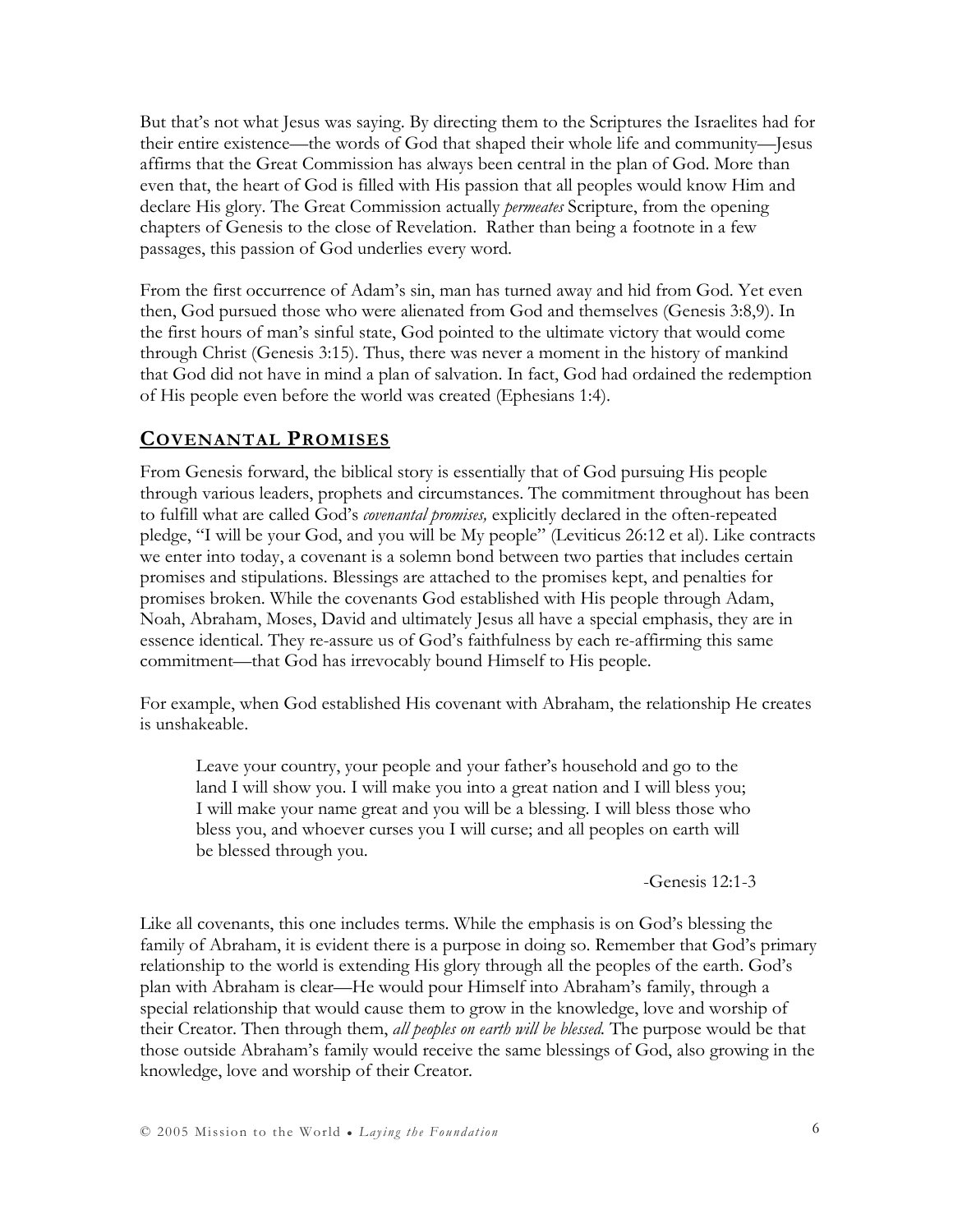But that's not what Jesus was saying. By directing them to the Scriptures the Israelites had for their entire existence—the words of God that shaped their whole life and community—Jesus affirms that the Great Commission has always been central in the plan of God. More than even that, the heart of God is filled with His passion that all peoples would know Him and declare His glory. The Great Commission actually *permeates* Scripture, from the opening chapters of Genesis to the close of Revelation. Rather than being a footnote in a few passages, this passion of God underlies every word.

From the first occurrence of Adam's sin, man has turned away and hid from God. Yet even then, God pursued those who were alienated from God and themselves (Genesis 3:8,9). In the first hours of man's sinful state, God pointed to the ultimate victory that would come through Christ (Genesis 3:15). Thus, there was never a moment in the history of mankind that God did not have in mind a plan of salvation. In fact, God had ordained the redemption of His people even before the world was created (Ephesians 1:4).

## Covenantal Promises

From Genesis forward, the biblical story is essentially that of God pursuing His people through various leaders, prophets and circumstances. The commitment throughout has been to fulfill what are called God's *covenantal promises,* explicitly declared in the often-repeated pledge, "I will be your God, and you will be My people" (Leviticus 26:12 et al). Like contracts we enter into today, a covenant is a solemn bond between two parties that includes certain promises and stipulations. Blessings are attached to the promises kept, and penalties for promises broken. While the covenants God established with His people through Adam, Noah, Abraham, Moses, David and ultimately Jesus all have a special emphasis, they are in essence identical. They re-assure us of God's faithfulness by each re-affirming this same commitment—that God has irrevocably bound Himself to His people.

For example, when God established His covenant with Abraham, the relationship He creates is unshakeable.

> Leave your country, your people and your father's household and go to the land I will show you. I will make you into a great nation and I will bless you; I will make your name great and you will be a blessing. I will bless those who bless you, and whoever curses you I will curse; and all peoples on earth will be blessed through you.
>
> -Genesis 12:1-3

Like all covenants, this one includes terms. While the emphasis is on God's blessing the family of Abraham, it is evident there is a purpose in doing so. Remember that God's primary relationship to the world is extending His glory through all the peoples of the earth. God's plan with Abraham is clear—He would pour Himself into Abraham's family, through a special relationship that would cause them to grow in the knowledge, love and worship of their Creator. Then through them, *all peoples on earth will be blessed.* The purpose would be that those outside Abraham's family would receive the same blessings of God, also growing in the knowledge, love and worship of their Creator.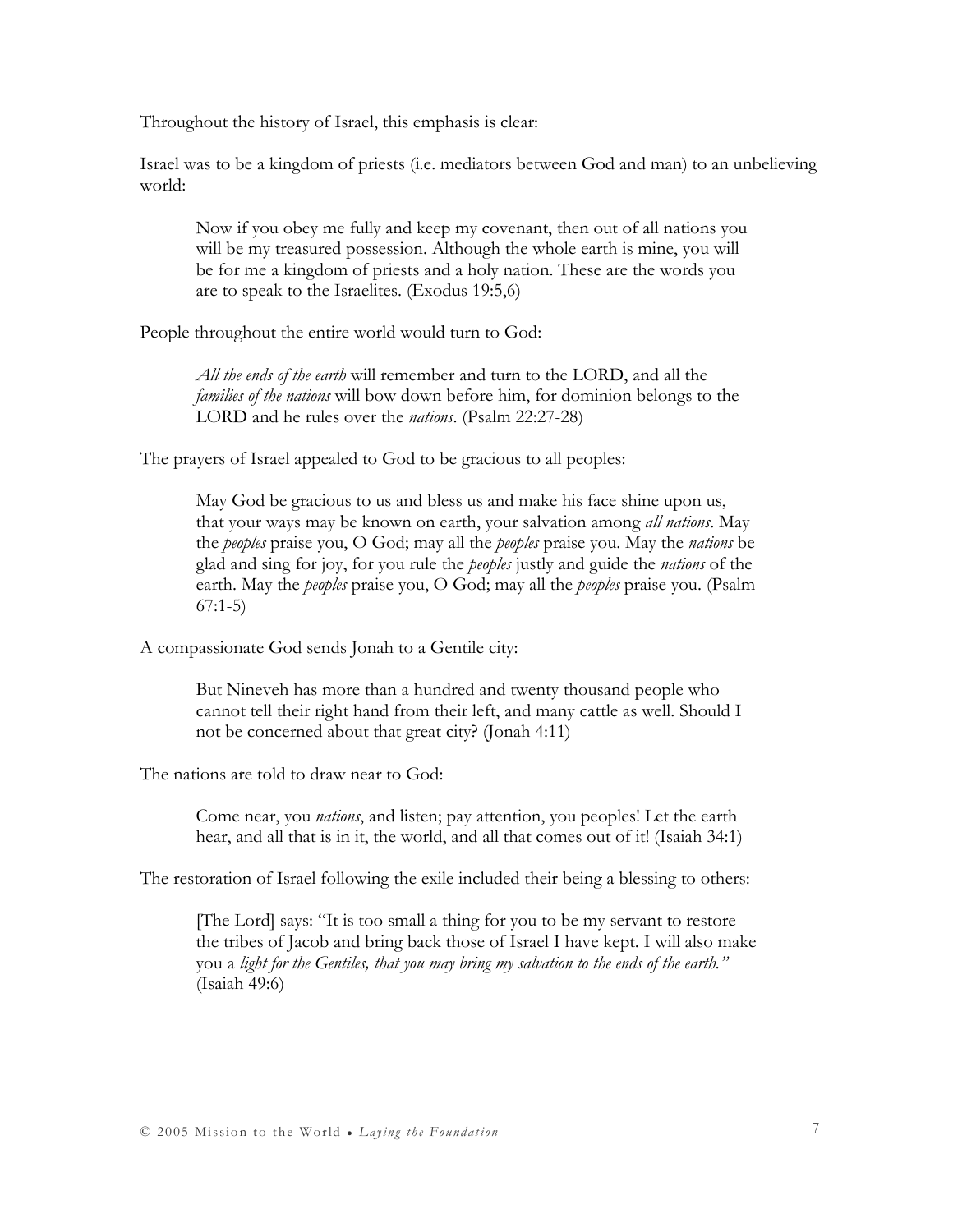Throughout the history of Israel, this emphasis is clear:

Israel was to be a kingdom of priests (i.e. mediators between God and man) to an unbelieving world:

> Now if you obey me fully and keep my covenant, then out of all nations you will be my treasured possession. Although the whole earth is mine, you will be for me a kingdom of priests and a holy nation. These are the words you are to speak to the Israelites. (Exodus 19:5,6)

People throughout the entire world would turn to God:

> *All the ends of the earth* will remember and turn to the LORD, and all the *families of the nations* will bow down before him, for dominion belongs to the LORD and he rules over the *nations*. (Psalm 22:27-28)

The prayers of Israel appealed to God to be gracious to all peoples:

> May God be gracious to us and bless us and make his face shine upon us, that your ways may be known on earth, your salvation among *all nations*. May the *peoples* praise you, O God; may all the *peoples* praise you. May the *nations* be glad and sing for joy, for you rule the *peoples* justly and guide the *nations* of the earth. May the *peoples* praise you, O God; may all the *peoples* praise you. (Psalm 67:1-5)

A compassionate God sends Jonah to a Gentile city:

> But Nineveh has more than a hundred and twenty thousand people who cannot tell their right hand from their left, and many cattle as well. Should I not be concerned about that great city? (Jonah 4:11)

The nations are told to draw near to God:

> Come near, you *nations*, and listen; pay attention, you peoples! Let the earth hear, and all that is in it, the world, and all that comes out of it! (Isaiah 34:1)

The restoration of Israel following the exile included their being a blessing to others:

> [The Lord] says: "It is too small a thing for you to be my servant to restore the tribes of Jacob and bring back those of Israel I have kept. I will also make you a *light for the Gentiles, that you may bring my salvation to the ends of the earth."* (Isaiah 49:6)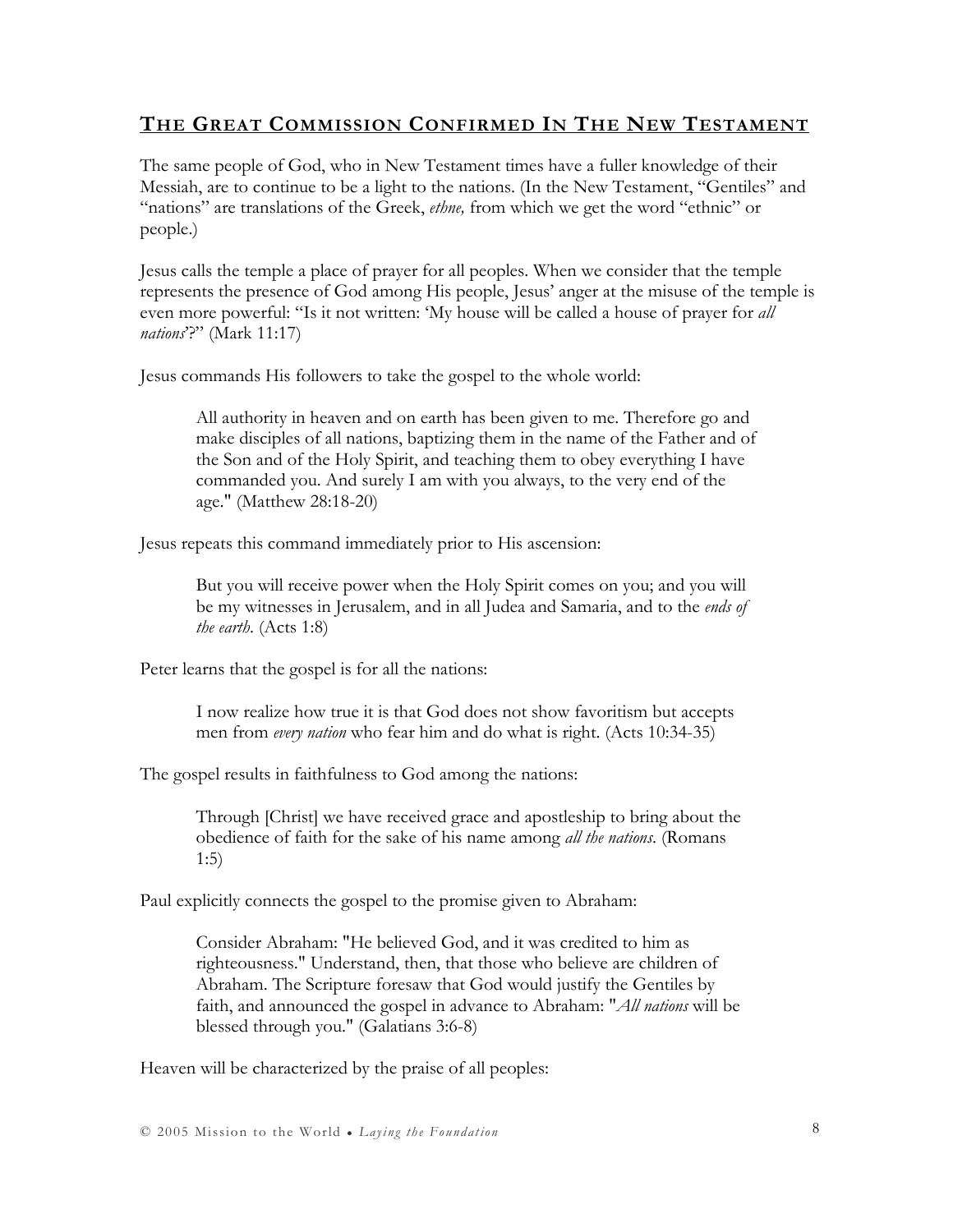## THE GREAT COMMISSION CONFIRMED IN THE NEW TESTAMENT

The same people of God, who in New Testament times have a fuller knowledge of their Messiah, are to continue to be a light to the nations. (In the New Testament, "Gentiles" and "nations" are translations of the Greek, *ethne,* from which we get the word "ethnic" or people.)

Jesus calls the temple a place of prayer for all peoples. When we consider that the temple represents the presence of God among His people, Jesus' anger at the misuse of the temple is even more powerful: "Is it not written: 'My house will be called a house of prayer for *all nations*'?" (Mark 11:17)

Jesus commands His followers to take the gospel to the whole world:

> All authority in heaven and on earth has been given to me. Therefore go and make disciples of all nations, baptizing them in the name of the Father and of the Son and of the Holy Spirit, and teaching them to obey everything I have commanded you. And surely I am with you always, to the very end of the age." (Matthew 28:18-20)

Jesus repeats this command immediately prior to His ascension:

> But you will receive power when the Holy Spirit comes on you; and you will be my witnesses in Jerusalem, and in all Judea and Samaria, and to the *ends of the earth*. (Acts 1:8)

Peter learns that the gospel is for all the nations:

> I now realize how true it is that God does not show favoritism but accepts men from *every nation* who fear him and do what is right. (Acts 10:34-35)

The gospel results in faithfulness to God among the nations:

> Through [Christ] we have received grace and apostleship to bring about the obedience of faith for the sake of his name among *all the nations*. (Romans 1:5)

Paul explicitly connects the gospel to the promise given to Abraham:

> Consider Abraham: "He believed God, and it was credited to him as righteousness." Understand, then, that those who believe are children of Abraham. The Scripture foresaw that God would justify the Gentiles by faith, and announced the gospel in advance to Abraham: "*All nations* will be blessed through you." (Galatians 3:6-8)

Heaven will be characterized by the praise of all peoples: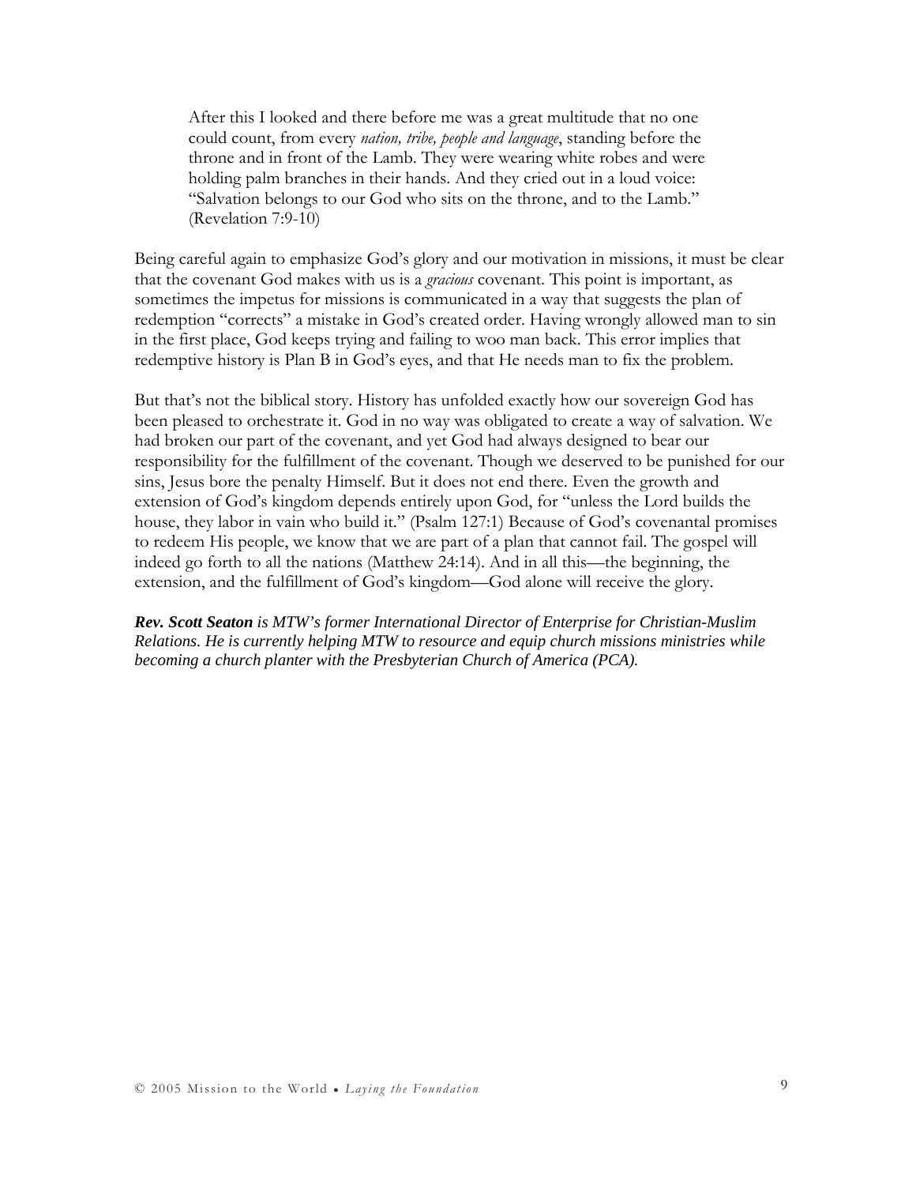> After this I looked and there before me was a great multitude that no one could count, from every *nation, tribe, people and language*, standing before the throne and in front of the Lamb. They were wearing white robes and were holding palm branches in their hands. And they cried out in a loud voice: "Salvation belongs to our God who sits on the throne, and to the Lamb." (Revelation 7:9-10)

Being careful again to emphasize God's glory and our motivation in missions, it must be clear that the covenant God makes with us is a *gracious* covenant. This point is important, as sometimes the impetus for missions is communicated in a way that suggests the plan of redemption "corrects" a mistake in God's created order. Having wrongly allowed man to sin in the first place, God keeps trying and failing to woo man back. This error implies that redemptive history is Plan B in God's eyes, and that He needs man to fix the problem.

But that's not the biblical story. History has unfolded exactly how our sovereign God has been pleased to orchestrate it. God in no way was obligated to create a way of salvation. We had broken our part of the covenant, and yet God had always designed to bear our responsibility for the fulfillment of the covenant. Though we deserved to be punished for our sins, Jesus bore the penalty Himself. But it does not end there. Even the growth and extension of God's kingdom depends entirely upon God, for "unless the Lord builds the house, they labor in vain who build it." (Psalm 127:1) Because of God's covenantal promises to redeem His people, we know that we are part of a plan that cannot fail. The gospel will indeed go forth to all the nations (Matthew 24:14). And in all this—the beginning, the extension, and the fulfillment of God's kingdom—God alone will receive the glory.

***Rev. Scott Seaton** is MTW's former International Director of Enterprise for Christian-Muslim Relations. He is currently helping MTW to resource and equip church missions ministries while becoming a church planter with the Presbyterian Church of America (PCA).*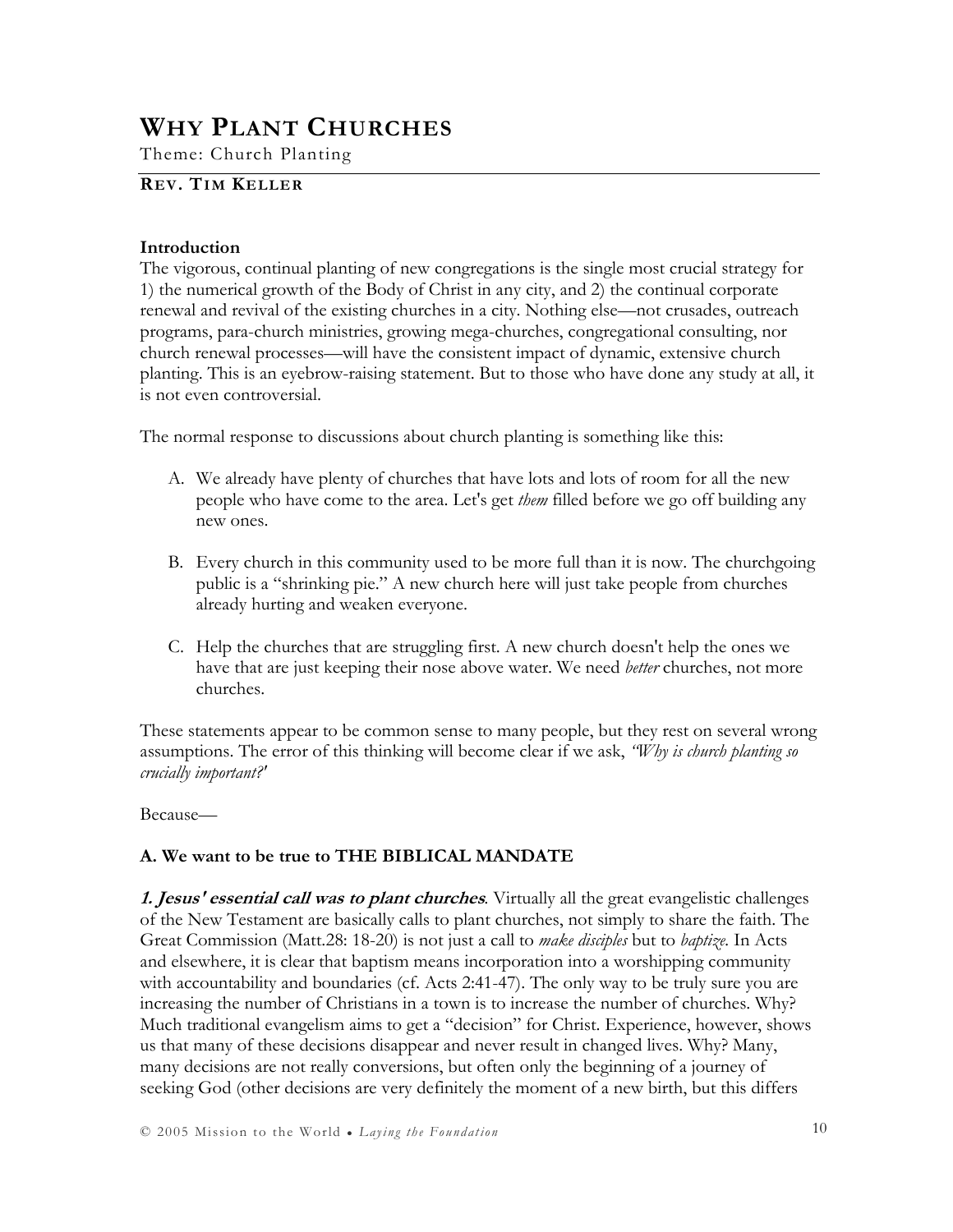# WHY PLANT CHURCHES

Theme: Church Planting

**REV. TIM KELLER**

**Introduction**

The vigorous, continual planting of new congregations is the single most crucial strategy for 1) the numerical growth of the Body of Christ in any city, and 2) the continual corporate renewal and revival of the existing churches in a city. Nothing else—not crusades, outreach programs, para-church ministries, growing mega-churches, congregational consulting, nor church renewal processes—will have the consistent impact of dynamic, extensive church planting. This is an eyebrow-raising statement. But to those who have done any study at all, it is not even controversial.

The normal response to discussions about church planting is something like this:

A. We already have plenty of churches that have lots and lots of room for all the new people who have come to the area. Let's get *them* filled before we go off building any new ones.

B. Every church in this community used to be more full than it is now. The churchgoing public is a "shrinking pie." A new church here will just take people from churches already hurting and weaken everyone.

C. Help the churches that are struggling first. A new church doesn't help the ones we have that are just keeping their nose above water. We need *better* churches, not more churches.

These statements appear to be common sense to many people, but they rest on several wrong assumptions. The error of this thinking will become clear if we ask, *"Why is church planting so crucially important?'*

Because—

**A. We want to be true to THE BIBLICAL MANDATE**

***1. Jesus' essential call was to plant churches***. Virtually all the great evangelistic challenges of the New Testament are basically calls to plant churches, not simply to share the faith. The Great Commission (Matt.28: 18-20) is not just a call to *make disciples* but to *baptize*. In Acts and elsewhere, it is clear that baptism means incorporation into a worshipping community with accountability and boundaries (cf. Acts 2:41-47). The only way to be truly sure you are increasing the number of Christians in a town is to increase the number of churches. Why? Much traditional evangelism aims to get a "decision" for Christ. Experience, however, shows us that many of these decisions disappear and never result in changed lives. Why? Many, many decisions are not really conversions, but often only the beginning of a journey of seeking God (other decisions are very definitely the moment of a new birth, but this differs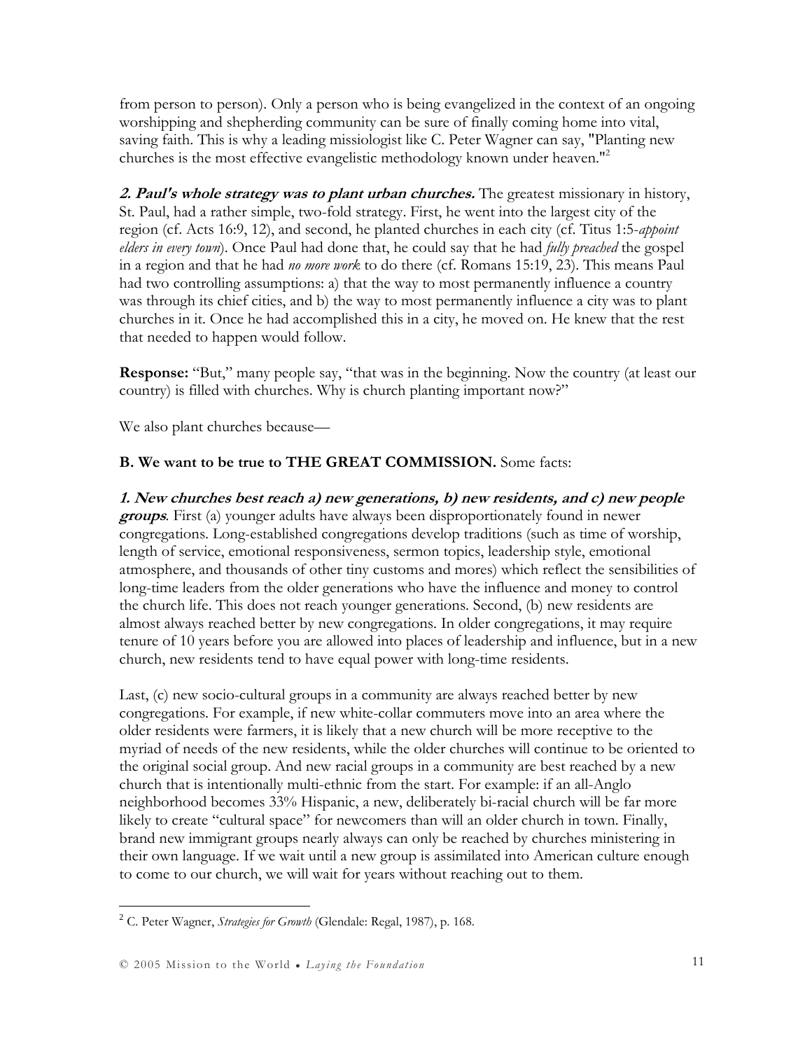from person to person). Only a person who is being evangelized in the context of an ongoing worshipping and shepherding community can be sure of finally coming home into vital, saving faith. This is why a leading missiologist like C. Peter Wagner can say, "Planting new churches is the most effective evangelistic methodology known under heaven."[2]

***2. Paul's whole strategy was to plant urban churches.*** The greatest missionary in history, St. Paul, had a rather simple, two-fold strategy. First, he went into the largest city of the region (cf. Acts 16:9, 12), and second, he planted churches in each city (cf. Titus 1:5-*appoint elders in every town*). Once Paul had done that, he could say that he had *fully preached* the gospel in a region and that he had *no more work* to do there (cf. Romans 15:19, 23). This means Paul had two controlling assumptions: a) that the way to most permanently influence a country was through its chief cities, and b) the way to most permanently influence a city was to plant churches in it. Once he had accomplished this in a city, he moved on. He knew that the rest that needed to happen would follow.

**Response:** "But," many people say, "that was in the beginning. Now the country (at least our country) is filled with churches. Why is church planting important now?"

We also plant churches because—

**B. We want to be true to THE GREAT COMMISSION.** Some facts:

***1. New churches best reach a) new generations, b) new residents, and c) new people groups***. First (a) younger adults have always been disproportionately found in newer congregations. Long-established congregations develop traditions (such as time of worship, length of service, emotional responsiveness, sermon topics, leadership style, emotional atmosphere, and thousands of other tiny customs and mores) which reflect the sensibilities of long-time leaders from the older generations who have the influence and money to control the church life. This does not reach younger generations. Second, (b) new residents are almost always reached better by new congregations. In older congregations, it may require tenure of 10 years before you are allowed into places of leadership and influence, but in a new church, new residents tend to have equal power with long-time residents.

Last, (c) new socio-cultural groups in a community are always reached better by new congregations. For example, if new white-collar commuters move into an area where the older residents were farmers, it is likely that a new church will be more receptive to the myriad of needs of the new residents, while the older churches will continue to be oriented to the original social group. And new racial groups in a community are best reached by a new church that is intentionally multi-ethnic from the start. For example: if an all-Anglo neighborhood becomes 33% Hispanic, a new, deliberately bi-racial church will be far more likely to create "cultural space" for newcomers than will an older church in town. Finally, brand new immigrant groups nearly always can only be reached by churches ministering in their own language. If we wait until a new group is assimilated into American culture enough to come to our church, we will wait for years without reaching out to them.

---

[2] C. Peter Wagner, *Strategies for Growth* (Glendale: Regal, 1987), p. 168.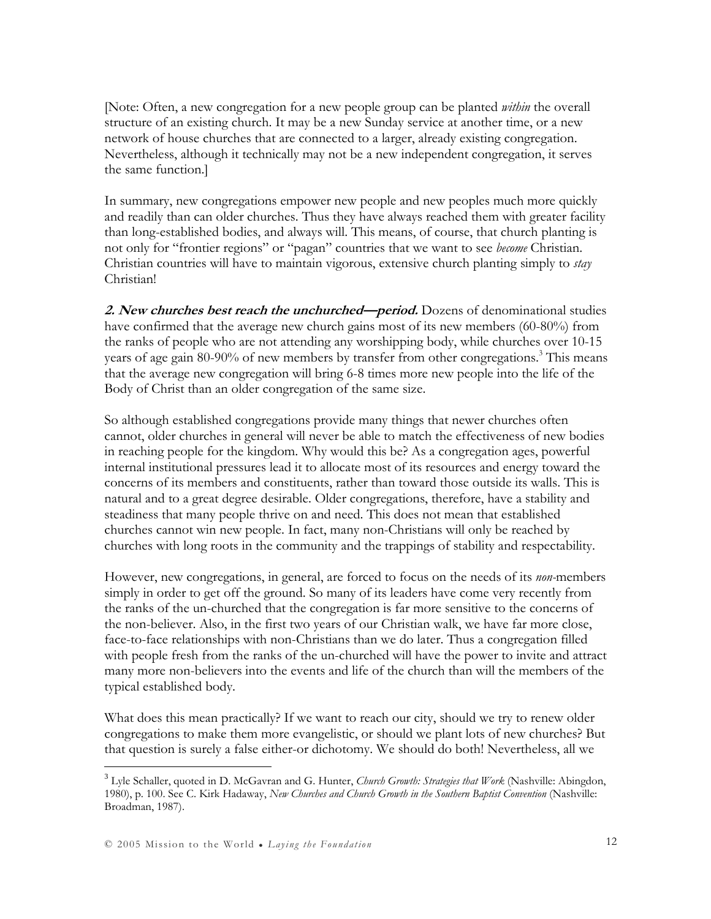[Note: Often, a new congregation for a new people group can be planted *within* the overall structure of an existing church. It may be a new Sunday service at another time, or a new network of house churches that are connected to a larger, already existing congregation. Nevertheless, although it technically may not be a new independent congregation, it serves the same function.]

In summary, new congregations empower new people and new peoples much more quickly and readily than can older churches. Thus they have always reached them with greater facility than long-established bodies, and always will. This means, of course, that church planting is not only for "frontier regions" or "pagan" countries that we want to see *become* Christian. Christian countries will have to maintain vigorous, extensive church planting simply to *stay* Christian!

***2. New churches best reach the unchurched—period.*** Dozens of denominational studies have confirmed that the average new church gains most of its new members (60-80%) from the ranks of people who are not attending any worshipping body, while churches over 10-15 years of age gain 80-90% of new members by transfer from other congregations.[3] This means that the average new congregation will bring 6-8 times more new people into the life of the Body of Christ than an older congregation of the same size.

So although established congregations provide many things that newer churches often cannot, older churches in general will never be able to match the effectiveness of new bodies in reaching people for the kingdom. Why would this be? As a congregation ages, powerful internal institutional pressures lead it to allocate most of its resources and energy toward the concerns of its members and constituents, rather than toward those outside its walls. This is natural and to a great degree desirable. Older congregations, therefore, have a stability and steadiness that many people thrive on and need. This does not mean that established churches cannot win new people. In fact, many non-Christians will only be reached by churches with long roots in the community and the trappings of stability and respectability.

However, new congregations, in general, are forced to focus on the needs of its *non*-members simply in order to get off the ground. So many of its leaders have come very recently from the ranks of the un-churched that the congregation is far more sensitive to the concerns of the non-believer. Also, in the first two years of our Christian walk, we have far more close, face-to-face relationships with non-Christians than we do later. Thus a congregation filled with people fresh from the ranks of the un-churched will have the power to invite and attract many more non-believers into the events and life of the church than will the members of the typical established body.

What does this mean practically? If we want to reach our city, should we try to renew older congregations to make them more evangelistic, or should we plant lots of new churches? But that question is surely a false either-or dichotomy. We should do both! Nevertheless, all we

---

[3] Lyle Schaller, quoted in D. McGavran and G. Hunter, *Church Growth: Strategies that Work* (Nashville: Abingdon, 1980), p. 100. See C. Kirk Hadaway, *New Churches and Church Growth in the Southern Baptist Convention* (Nashville: Broadman, 1987).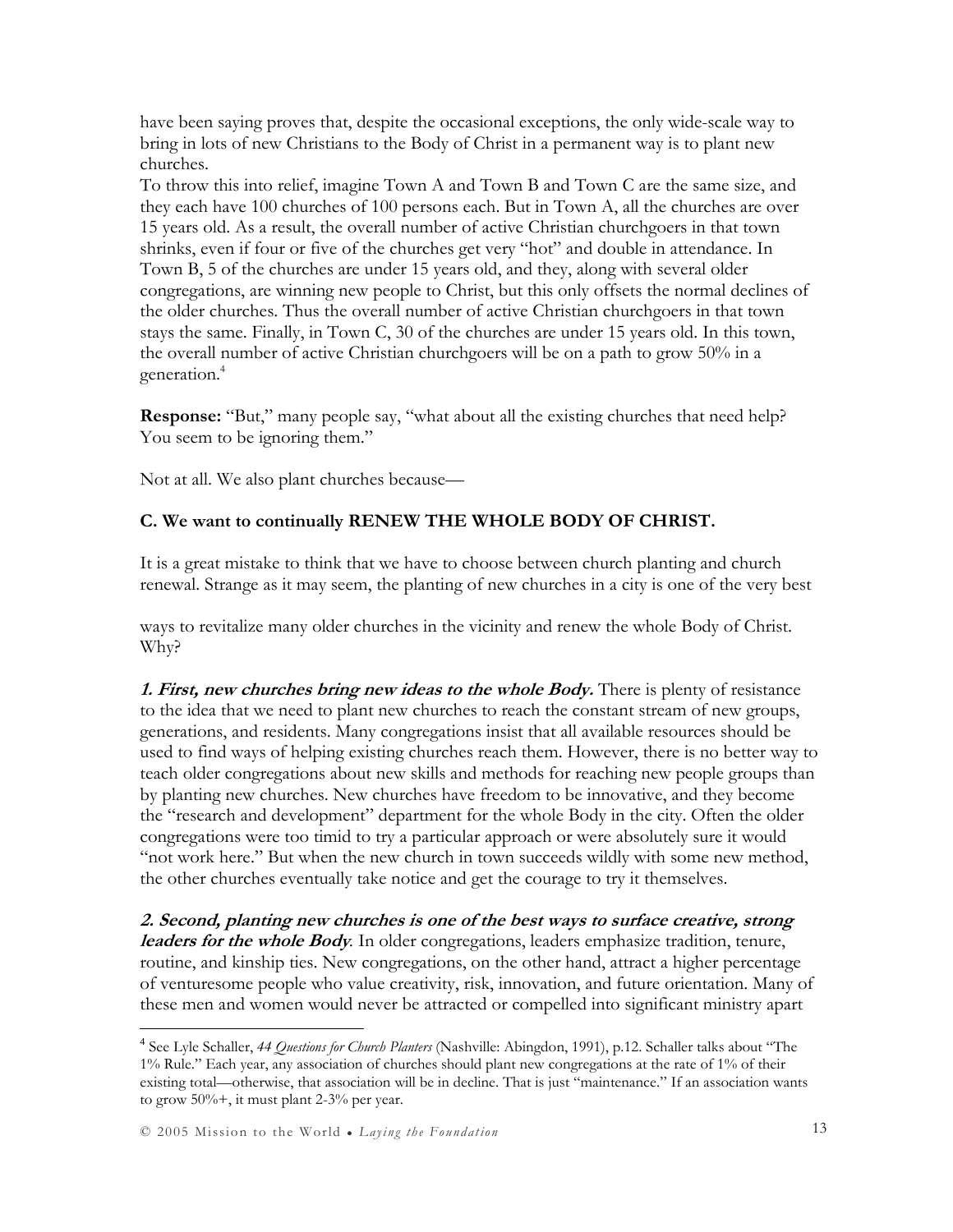have been saying proves that, despite the occasional exceptions, the only wide-scale way to bring in lots of new Christians to the Body of Christ in a permanent way is to plant new churches.

To throw this into relief, imagine Town A and Town B and Town C are the same size, and they each have 100 churches of 100 persons each. But in Town A, all the churches are over 15 years old. As a result, the overall number of active Christian churchgoers in that town shrinks, even if four or five of the churches get very "hot" and double in attendance. In Town B, 5 of the churches are under 15 years old, and they, along with several older congregations, are winning new people to Christ, but this only offsets the normal declines of the older churches. Thus the overall number of active Christian churchgoers in that town stays the same. Finally, in Town C, 30 of the churches are under 15 years old. In this town, the overall number of active Christian churchgoers will be on a path to grow 50% in a generation.[4]

**Response:** "But," many people say, "what about all the existing churches that need help? You seem to be ignoring them."

Not at all. We also plant churches because—

### C. We want to continually RENEW THE WHOLE BODY OF CHRIST.

It is a great mistake to think that we have to choose between church planting and church renewal. Strange as it may seem, the planting of new churches in a city is one of the very best ways to revitalize many older churches in the vicinity and renew the whole Body of Christ. Why?

***1. First, new churches bring new ideas to the whole Body.*** There is plenty of resistance to the idea that we need to plant new churches to reach the constant stream of new groups, generations, and residents. Many congregations insist that all available resources should be used to find ways of helping existing churches reach them. However, there is no better way to teach older congregations about new skills and methods for reaching new people groups than by planting new churches. New churches have freedom to be innovative, and they become the "research and development" department for the whole Body in the city. Often the older congregations were too timid to try a particular approach or were absolutely sure it would "not work here." But when the new church in town succeeds wildly with some new method, the other churches eventually take notice and get the courage to try it themselves.

***2. Second, planting new churches is one of the best ways to surface creative, strong leaders for the whole Body*.** In older congregations, leaders emphasize tradition, tenure, routine, and kinship ties. New congregations, on the other hand, attract a higher percentage of venturesome people who value creativity, risk, innovation, and future orientation. Many of these men and women would never be attracted or compelled into significant ministry apart

---

[4] See Lyle Schaller, *44 Questions for Church Planters* (Nashville: Abingdon, 1991), p.12. Schaller talks about "The 1% Rule." Each year, any association of churches should plant new congregations at the rate of 1% of their existing total—otherwise, that association will be in decline. That is just "maintenance." If an association wants to grow 50%+, it must plant 2-3% per year.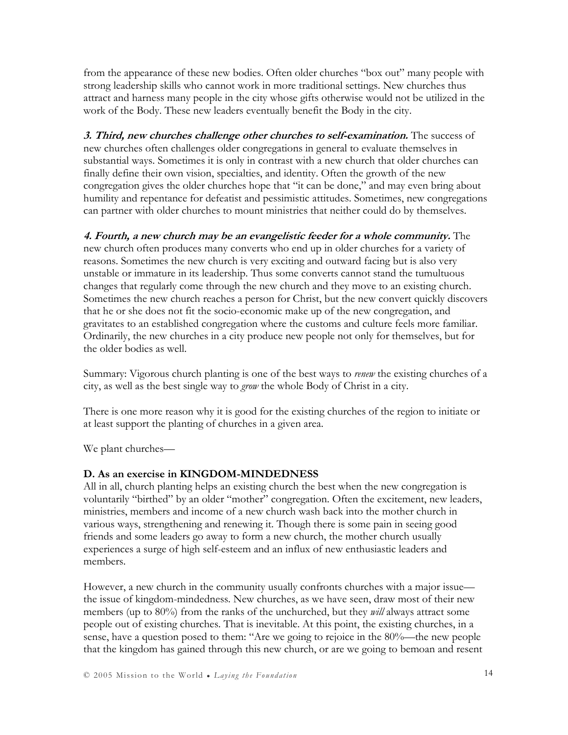from the appearance of these new bodies. Often older churches "box out" many people with strong leadership skills who cannot work in more traditional settings. New churches thus attract and harness many people in the city whose gifts otherwise would not be utilized in the work of the Body. These new leaders eventually benefit the Body in the city.

***3. Third, new churches challenge other churches to self-examination.*** The success of new churches often challenges older congregations in general to evaluate themselves in substantial ways. Sometimes it is only in contrast with a new church that older churches can finally define their own vision, specialties, and identity. Often the growth of the new congregation gives the older churches hope that "it can be done," and may even bring about humility and repentance for defeatist and pessimistic attitudes. Sometimes, new congregations can partner with older churches to mount ministries that neither could do by themselves.

***4. Fourth, a new church may be an evangelistic feeder for a whole community.*** The new church often produces many converts who end up in older churches for a variety of reasons. Sometimes the new church is very exciting and outward facing but is also very unstable or immature in its leadership. Thus some converts cannot stand the tumultuous changes that regularly come through the new church and they move to an existing church. Sometimes the new church reaches a person for Christ, but the new convert quickly discovers that he or she does not fit the socio-economic make up of the new congregation, and gravitates to an established congregation where the customs and culture feels more familiar. Ordinarily, the new churches in a city produce new people not only for themselves, but for the older bodies as well.

Summary: Vigorous church planting is one of the best ways to *renew* the existing churches of a city, as well as the best single way to *grow* the whole Body of Christ in a city.

There is one more reason why it is good for the existing churches of the region to initiate or at least support the planting of churches in a given area.

We plant churches—

**D. As an exercise in KINGDOM-MINDEDNESS**

All in all, church planting helps an existing church the best when the new congregation is voluntarily "birthed" by an older "mother" congregation. Often the excitement, new leaders, ministries, members and income of a new church wash back into the mother church in various ways, strengthening and renewing it. Though there is some pain in seeing good friends and some leaders go away to form a new church, the mother church usually experiences a surge of high self-esteem and an influx of new enthusiastic leaders and members.

However, a new church in the community usually confronts churches with a major issue—the issue of kingdom-mindedness. New churches, as we have seen, draw most of their new members (up to 80%) from the ranks of the unchurched, but they *will* always attract some people out of existing churches. That is inevitable. At this point, the existing churches, in a sense, have a question posed to them: "Are we going to rejoice in the 80%—the new people that the kingdom has gained through this new church, or are we going to bemoan and resent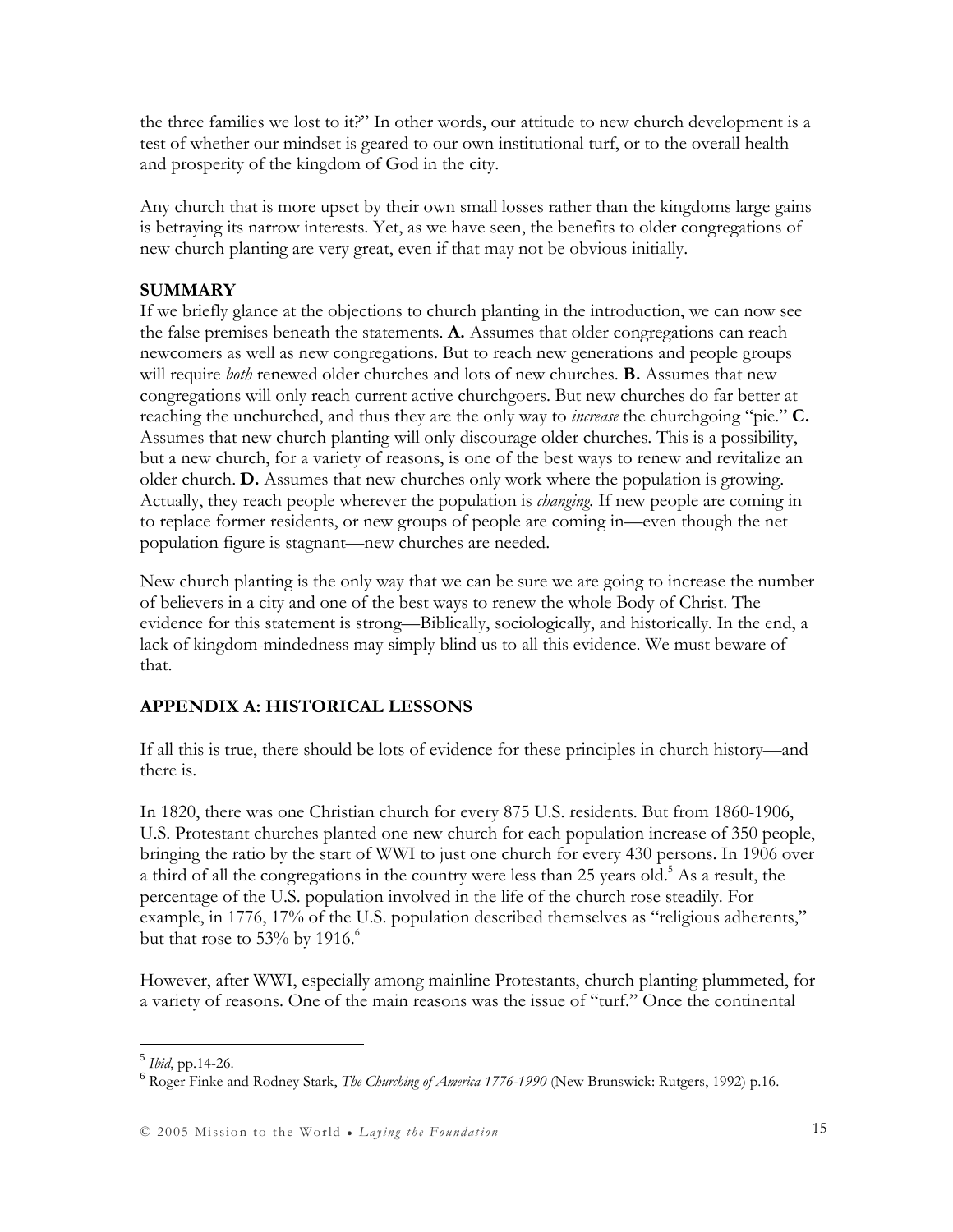the three families we lost to it?" In other words, our attitude to new church development is a test of whether our mindset is geared to our own institutional turf, or to the overall health and prosperity of the kingdom of God in the city.

Any church that is more upset by their own small losses rather than the kingdoms large gains is betraying its narrow interests. Yet, as we have seen, the benefits to older congregations of new church planting are very great, even if that may not be obvious initially.

**SUMMARY**

If we briefly glance at the objections to church planting in the introduction, we can now see the false premises beneath the statements. **A.** Assumes that older congregations can reach newcomers as well as new congregations. But to reach new generations and people groups will require *both* renewed older churches and lots of new churches. **B.** Assumes that new congregations will only reach current active churchgoers. But new churches do far better at reaching the unchurched, and thus they are the only way to *increase* the churchgoing "pie." **C.** Assumes that new church planting will only discourage older churches. This is a possibility, but a new church, for a variety of reasons, is one of the best ways to renew and revitalize an older church. **D.** Assumes that new churches only work where the population is growing. Actually, they reach people wherever the population is *changing.* If new people are coming in to replace former residents, or new groups of people are coming in—even though the net population figure is stagnant—new churches are needed.

New church planting is the only way that we can be sure we are going to increase the number of believers in a city and one of the best ways to renew the whole Body of Christ. The evidence for this statement is strong—Biblically, sociologically, and historically. In the end, a lack of kingdom-mindedness may simply blind us to all this evidence. We must beware of that.

## APPENDIX A: HISTORICAL LESSONS

If all this is true, there should be lots of evidence for these principles in church history—and there is.

In 1820, there was one Christian church for every 875 U.S. residents. But from 1860-1906, U.S. Protestant churches planted one new church for each population increase of 350 people, bringing the ratio by the start of WWI to just one church for every 430 persons. In 1906 over a third of all the congregations in the country were less than 25 years old.[5] As a result, the percentage of the U.S. population involved in the life of the church rose steadily. For example, in 1776, 17% of the U.S. population described themselves as "religious adherents," but that rose to 53% by 1916.[6]

However, after WWI, especially among mainline Protestants, church planting plummeted, for a variety of reasons. One of the main reasons was the issue of "turf." Once the continental

---

[5] *Ibid*, pp.14-26.

[6] Roger Finke and Rodney Stark, *The Churching of America 1776-1990* (New Brunswick: Rutgers, 1992) p.16.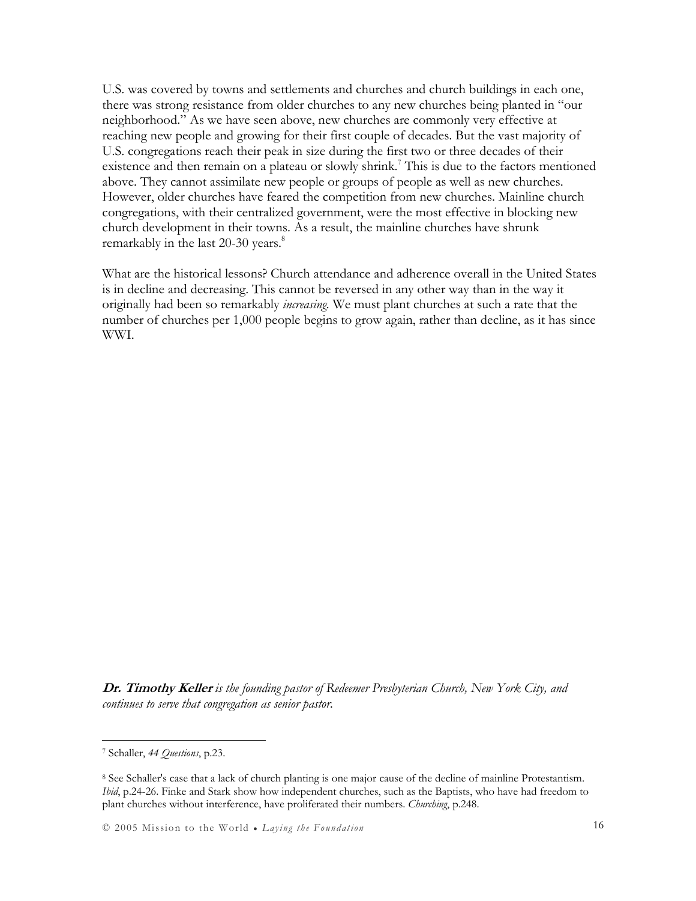U.S. was covered by towns and settlements and churches and church buildings in each one, there was strong resistance from older churches to any new churches being planted in "our neighborhood." As we have seen above, new churches are commonly very effective at reaching new people and growing for their first couple of decades. But the vast majority of U.S. congregations reach their peak in size during the first two or three decades of their existence and then remain on a plateau or slowly shrink.[7] This is due to the factors mentioned above. They cannot assimilate new people or groups of people as well as new churches. However, older churches have feared the competition from new churches. Mainline church congregations, with their centralized government, were the most effective in blocking new church development in their towns. As a result, the mainline churches have shrunk remarkably in the last 20-30 years.[8]

What are the historical lessons? Church attendance and adherence overall in the United States is in decline and decreasing. This cannot be reversed in any other way than in the way it originally had been so remarkably *increasing*. We must plant churches at such a rate that the number of churches per 1,000 people begins to grow again, rather than decline, as it has since WWI.

***Dr. Timothy Keller*** *is the founding pastor of Redeemer Presbyterian Church, New York City, and continues to serve that congregation as senior pastor.*

---

[7] Schaller, *44 Questions*, p.23.

[8] See Schaller's case that a lack of church planting is one major cause of the decline of mainline Protestantism. *Ibid*, p.24-26. Finke and Stark show how independent churches, such as the Baptists, who have had freedom to plant churches without interference, have proliferated their numbers. *Churching*, p.248.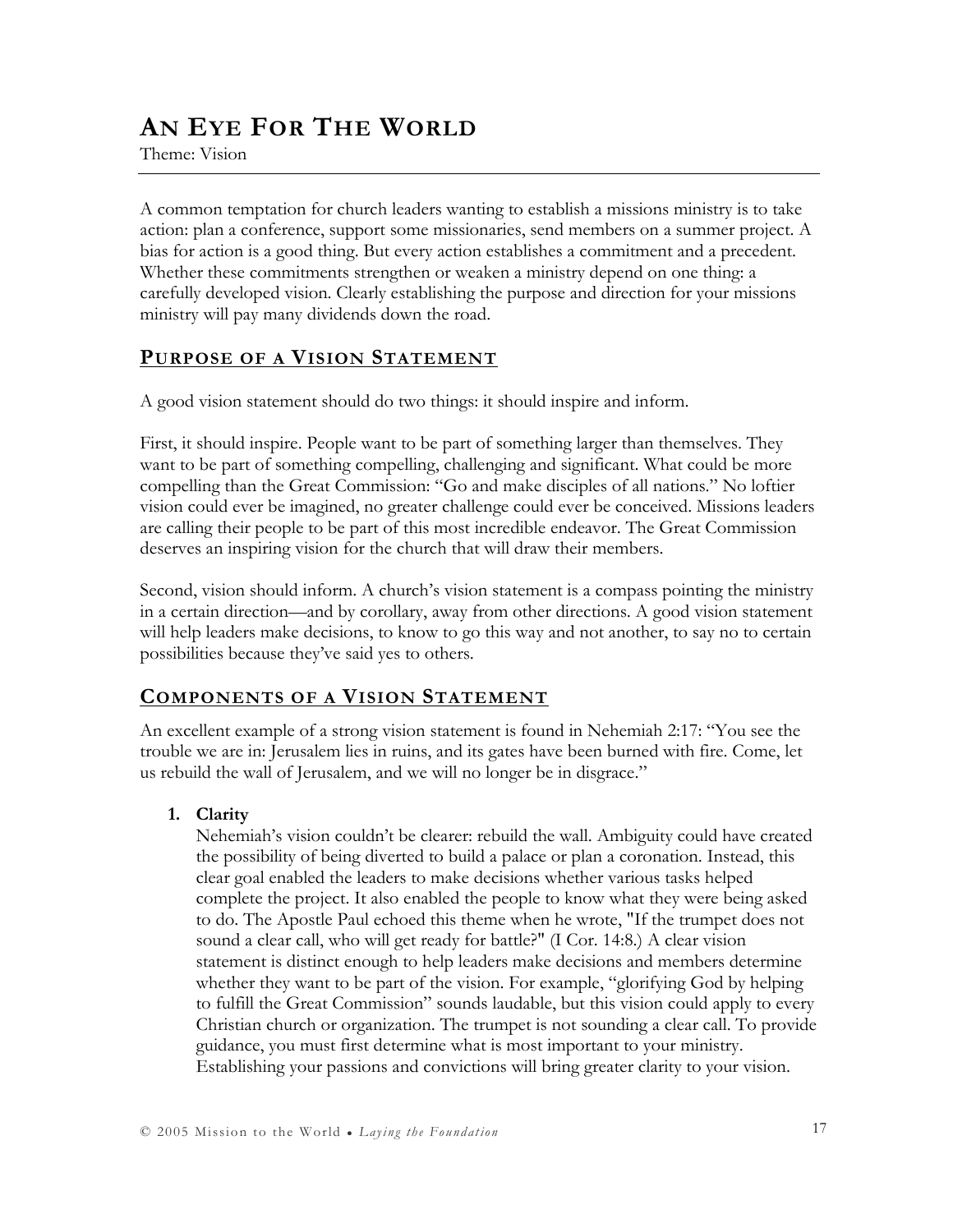# AN EYE FOR THE WORLD

Theme: Vision

A common temptation for church leaders wanting to establish a missions ministry is to take action: plan a conference, support some missionaries, send members on a summer project. A bias for action is a good thing. But every action establishes a commitment and a precedent. Whether these commitments strengthen or weaken a ministry depend on one thing: a carefully developed vision. Clearly establishing the purpose and direction for your missions ministry will pay many dividends down the road.

## PURPOSE OF A VISION STATEMENT

A good vision statement should do two things: it should inspire and inform.

First, it should inspire. People want to be part of something larger than themselves. They want to be part of something compelling, challenging and significant. What could be more compelling than the Great Commission: "Go and make disciples of all nations." No loftier vision could ever be imagined, no greater challenge could ever be conceived. Missions leaders are calling their people to be part of this most incredible endeavor. The Great Commission deserves an inspiring vision for the church that will draw their members.

Second, vision should inform. A church's vision statement is a compass pointing the ministry in a certain direction—and by corollary, away from other directions. A good vision statement will help leaders make decisions, to know to go this way and not another, to say no to certain possibilities because they've said yes to others.

## COMPONENTS OF A VISION STATEMENT

An excellent example of a strong vision statement is found in Nehemiah 2:17: "You see the trouble we are in: Jerusalem lies in ruins, and its gates have been burned with fire. Come, let us rebuild the wall of Jerusalem, and we will no longer be in disgrace."

1. **Clarity**
   Nehemiah's vision couldn't be clearer: rebuild the wall. Ambiguity could have created the possibility of being diverted to build a palace or plan a coronation. Instead, this clear goal enabled the leaders to make decisions whether various tasks helped complete the project. It also enabled the people to know what they were being asked to do. The Apostle Paul echoed this theme when he wrote, "If the trumpet does not sound a clear call, who will get ready for battle?" (I Cor. 14:8.) A clear vision statement is distinct enough to help leaders make decisions and members determine whether they want to be part of the vision. For example, "glorifying God by helping to fulfill the Great Commission" sounds laudable, but this vision could apply to every Christian church or organization. The trumpet is not sounding a clear call. To provide guidance, you must first determine what is most important to your ministry. Establishing your passions and convictions will bring greater clarity to your vision.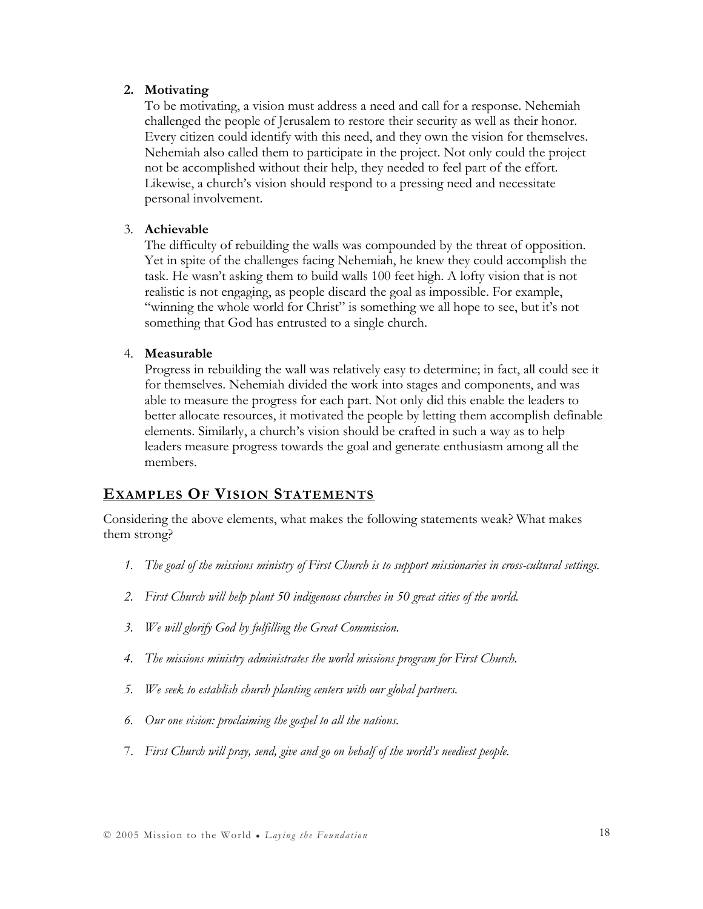2. **Motivating**
   To be motivating, a vision must address a need and call for a response. Nehemiah challenged the people of Jerusalem to restore their security as well as their honor. Every citizen could identify with this need, and they own the vision for themselves. Nehemiah also called them to participate in the project. Not only could the project not be accomplished without their help, they needed to feel part of the effort. Likewise, a church's vision should respond to a pressing need and necessitate personal involvement.

3. **Achievable**
   The difficulty of rebuilding the walls was compounded by the threat of opposition. Yet in spite of the challenges facing Nehemiah, he knew they could accomplish the task. He wasn't asking them to build walls 100 feet high. A lofty vision that is not realistic is not engaging, as people discard the goal as impossible. For example, "winning the whole world for Christ" is something we all hope to see, but it's not something that God has entrusted to a single church.

4. **Measurable**
   Progress in rebuilding the wall was relatively easy to determine; in fact, all could see it for themselves. Nehemiah divided the work into stages and components, and was able to measure the progress for each part. Not only did this enable the leaders to better allocate resources, it motivated the people by letting them accomplish definable elements. Similarly, a church's vision should be crafted in such a way as to help leaders measure progress towards the goal and generate enthusiasm among all the members.

## Examples Of Vision Statements

Considering the above elements, what makes the following statements weak? What makes them strong?

1. *The goal of the missions ministry of First Church is to support missionaries in cross-cultural settings.*
2. *First Church will help plant 50 indigenous churches in 50 great cities of the world.*
3. *We will glorify God by fulfilling the Great Commission.*
4. *The missions ministry administrates the world missions program for First Church.*
5. *We seek to establish church planting centers with our global partners.*
6. *Our one vision: proclaiming the gospel to all the nations.*
7. *First Church will pray, send, give and go on behalf of the world's neediest people.*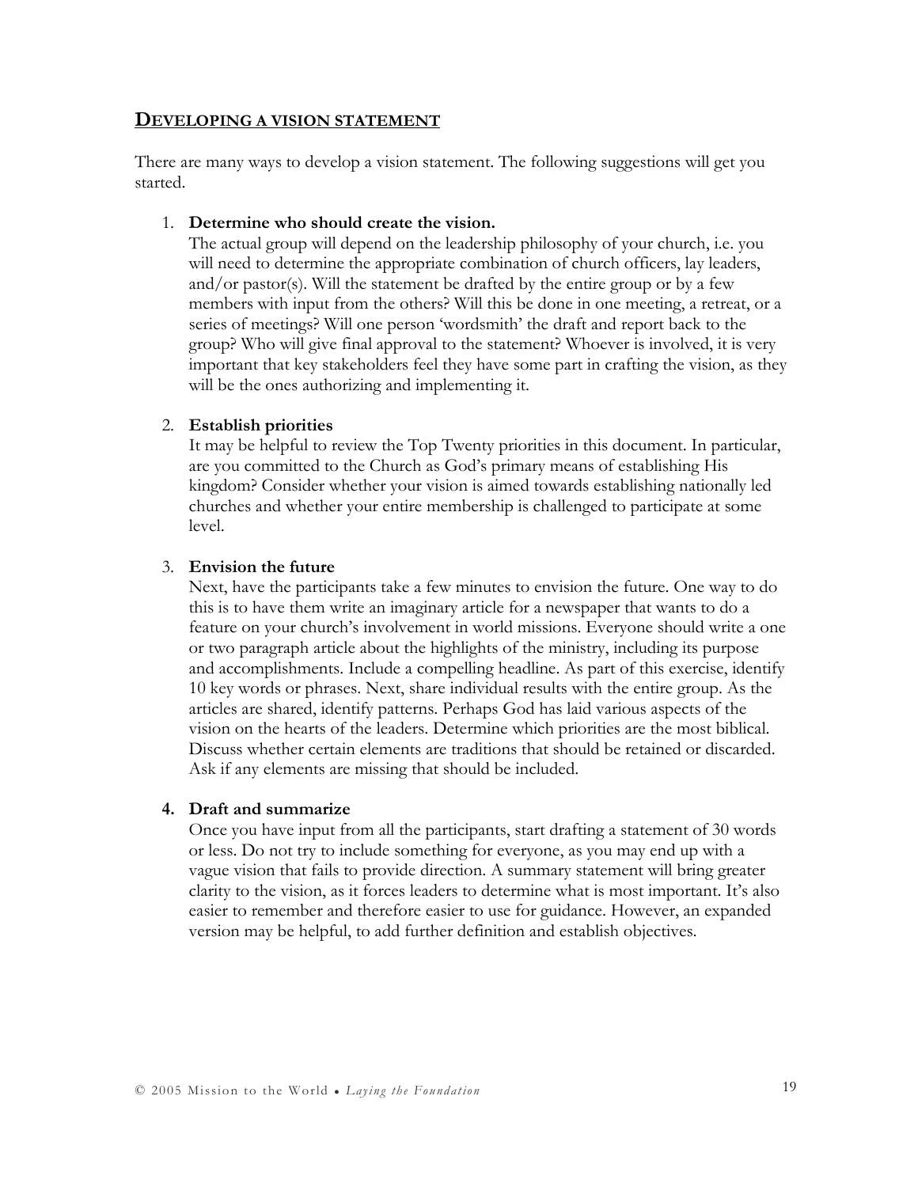## Developing a Vision Statement

There are many ways to develop a vision statement. The following suggestions will get you started.

1. **Determine who should create the vision.**
   The actual group will depend on the leadership philosophy of your church, i.e. you will need to determine the appropriate combination of church officers, lay leaders, and/or pastor(s). Will the statement be drafted by the entire group or by a few members with input from the others? Will this be done in one meeting, a retreat, or a series of meetings? Will one person 'wordsmith' the draft and report back to the group? Who will give final approval to the statement? Whoever is involved, it is very important that key stakeholders feel they have some part in crafting the vision, as they will be the ones authorizing and implementing it.

2. **Establish priorities**
   It may be helpful to review the Top Twenty priorities in this document. In particular, are you committed to the Church as God's primary means of establishing His kingdom? Consider whether your vision is aimed towards establishing nationally led churches and whether your entire membership is challenged to participate at some level.

3. **Envision the future**
   Next, have the participants take a few minutes to envision the future. One way to do this is to have them write an imaginary article for a newspaper that wants to do a feature on your church's involvement in world missions. Everyone should write a one or two paragraph article about the highlights of the ministry, including its purpose and accomplishments. Include a compelling headline. As part of this exercise, identify 10 key words or phrases. Next, share individual results with the entire group. As the articles are shared, identify patterns. Perhaps God has laid various aspects of the vision on the hearts of the leaders. Determine which priorities are the most biblical. Discuss whether certain elements are traditions that should be retained or discarded. Ask if any elements are missing that should be included.

4. **Draft and summarize**
   Once you have input from all the participants, start drafting a statement of 30 words or less. Do not try to include something for everyone, as you may end up with a vague vision that fails to provide direction. A summary statement will bring greater clarity to the vision, as it forces leaders to determine what is most important. It's also easier to remember and therefore easier to use for guidance. However, an expanded version may be helpful, to add further definition and establish objectives.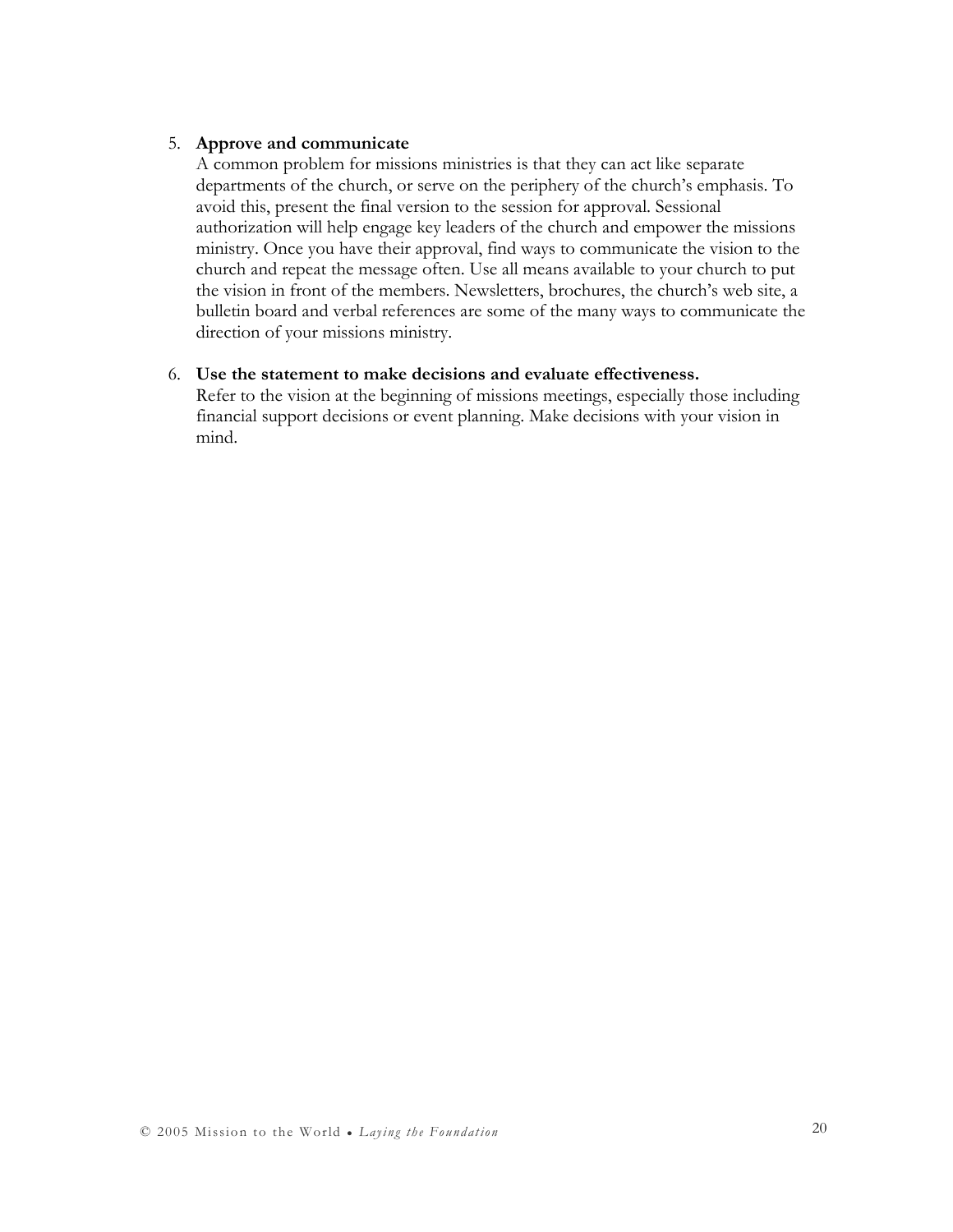5. **Approve and communicate**
   A common problem for missions ministries is that they can act like separate departments of the church, or serve on the periphery of the church's emphasis. To avoid this, present the final version to the session for approval. Sessional authorization will help engage key leaders of the church and empower the missions ministry. Once you have their approval, find ways to communicate the vision to the church and repeat the message often. Use all means available to your church to put the vision in front of the members. Newsletters, brochures, the church's web site, a bulletin board and verbal references are some of the many ways to communicate the direction of your missions ministry.

6. **Use the statement to make decisions and evaluate effectiveness.**
   Refer to the vision at the beginning of missions meetings, especially those including financial support decisions or event planning. Make decisions with your vision in mind.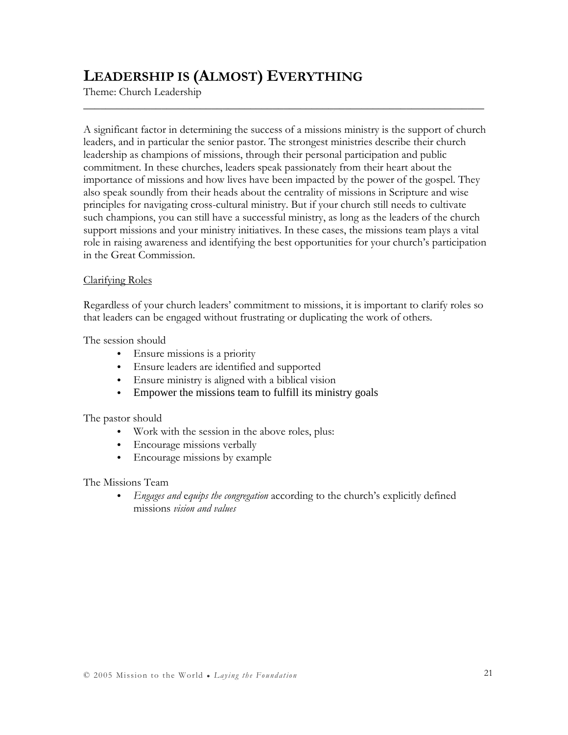# LEADERSHIP IS (ALMOST) EVERYTHING

Theme: Church Leadership

---

A significant factor in determining the success of a missions ministry is the support of church leaders, and in particular the senior pastor. The strongest ministries describe their church leadership as champions of missions, through their personal participation and public commitment. In these churches, leaders speak passionately from their heart about the importance of missions and how lives have been impacted by the power of the gospel. They also speak soundly from their heads about the centrality of missions in Scripture and wise principles for navigating cross-cultural ministry. But if your church still needs to cultivate such champions, you can still have a successful ministry, as long as the leaders of the church support missions and your ministry initiatives. In these cases, the missions team plays a vital role in raising awareness and identifying the best opportunities for your church's participation in the Great Commission.

<u>Clarifying Roles</u>

Regardless of your church leaders' commitment to missions, it is important to clarify roles so that leaders can be engaged without frustrating or duplicating the work of others.

The session should

- Ensure missions is a priority
- Ensure leaders are identified and supported
- Ensure ministry is aligned with a biblical vision
- Empower the missions team to fulfill its ministry goals

The pastor should

- Work with the session in the above roles, plus:
- Encourage missions verbally
- Encourage missions by example

The Missions Team

- *Engages and* e*quips the congregation* according to the church's explicitly defined missions *vision and values*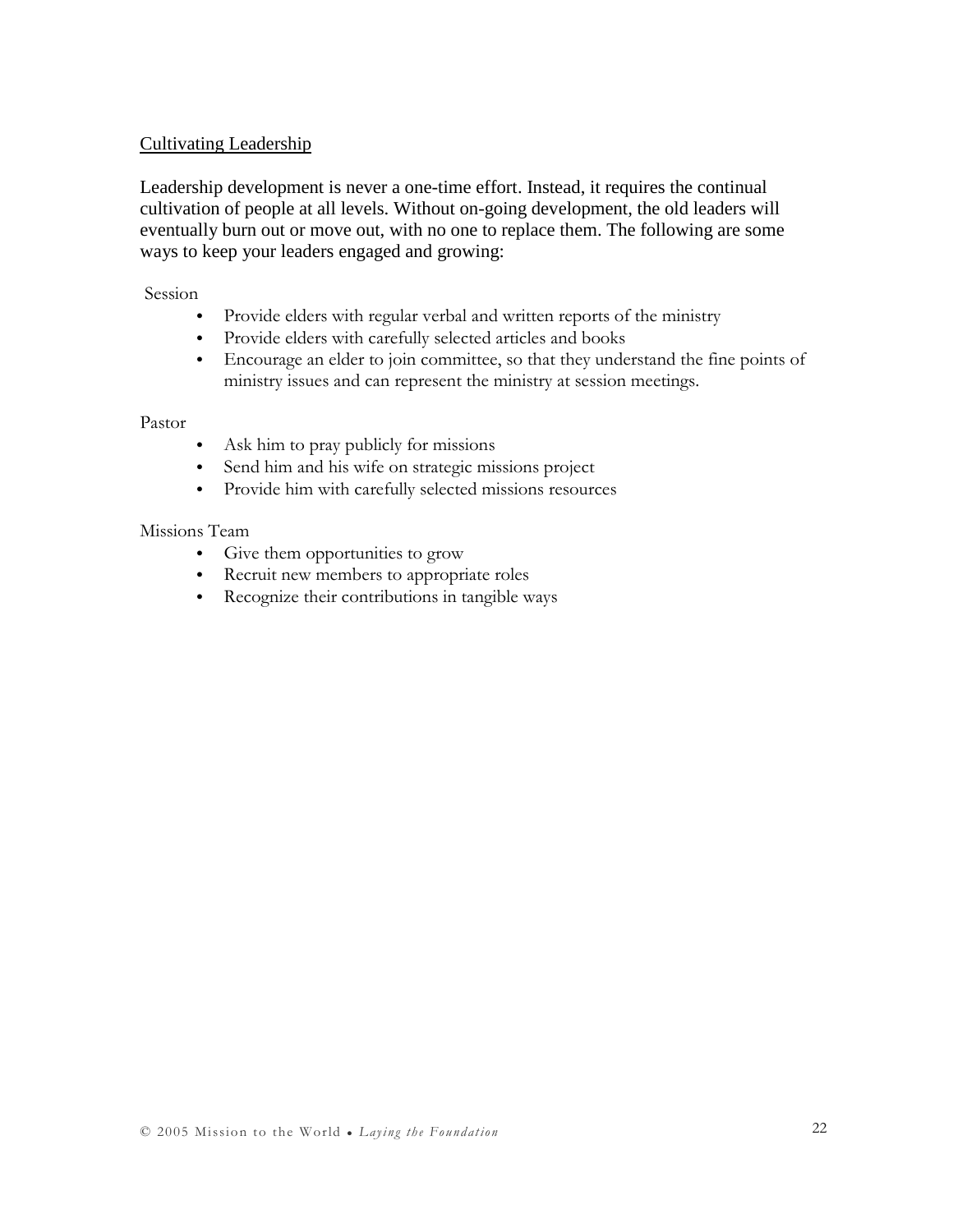## Cultivating Leadership

Leadership development is never a one-time effort. Instead, it requires the continual cultivation of people at all levels. Without on-going development, the old leaders will eventually burn out or move out, with no one to replace them. The following are some ways to keep your leaders engaged and growing:

Session

- Provide elders with regular verbal and written reports of the ministry
- Provide elders with carefully selected articles and books
- Encourage an elder to join committee, so that they understand the fine points of ministry issues and can represent the ministry at session meetings.

Pastor

- Ask him to pray publicly for missions
- Send him and his wife on strategic missions project
- Provide him with carefully selected missions resources

Missions Team

- Give them opportunities to grow
- Recruit new members to appropriate roles
- Recognize their contributions in tangible ways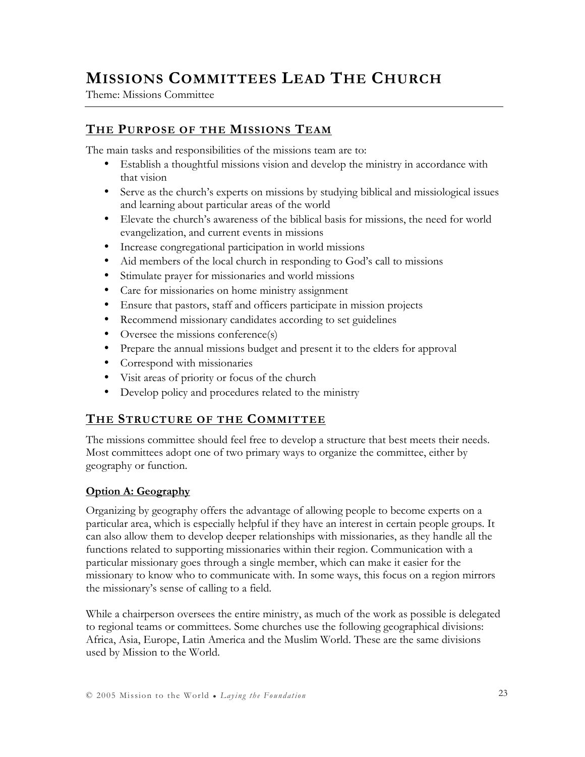# Missions Committees Lead The Church

Theme: Missions Committee

## The Purpose of the Missions Team

The main tasks and responsibilities of the missions team are to:

- Establish a thoughtful missions vision and develop the ministry in accordance with that vision
- Serve as the church's experts on missions by studying biblical and missiological issues and learning about particular areas of the world
- Elevate the church's awareness of the biblical basis for missions, the need for world evangelization, and current events in missions
- Increase congregational participation in world missions
- Aid members of the local church in responding to God's call to missions
- Stimulate prayer for missionaries and world missions
- Care for missionaries on home ministry assignment
- Ensure that pastors, staff and officers participate in mission projects
- Recommend missionary candidates according to set guidelines
- Oversee the missions conference(s)
- Prepare the annual missions budget and present it to the elders for approval
- Correspond with missionaries
- Visit areas of priority or focus of the church
- Develop policy and procedures related to the ministry

## The Structure of the Committee

The missions committee should feel free to develop a structure that best meets their needs. Most committees adopt one of two primary ways to organize the committee, either by geography or function.

### Option A: Geography

Organizing by geography offers the advantage of allowing people to become experts on a particular area, which is especially helpful if they have an interest in certain people groups. It can also allow them to develop deeper relationships with missionaries, as they handle all the functions related to supporting missionaries within their region. Communication with a particular missionary goes through a single member, which can make it easier for the missionary to know who to communicate with. In some ways, this focus on a region mirrors the missionary's sense of calling to a field.

While a chairperson oversees the entire ministry, as much of the work as possible is delegated to regional teams or committees. Some churches use the following geographical divisions: Africa, Asia, Europe, Latin America and the Muslim World. These are the same divisions used by Mission to the World.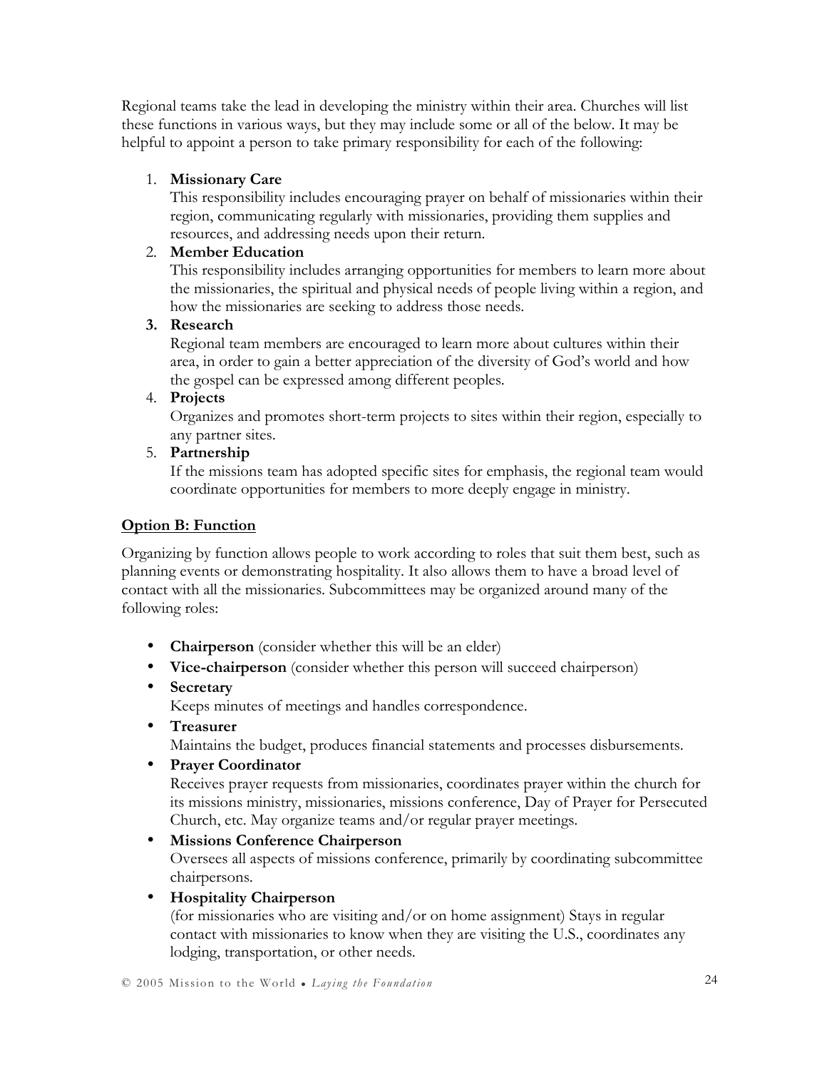Regional teams take the lead in developing the ministry within their area. Churches will list these functions in various ways, but they may include some or all of the below. It may be helpful to appoint a person to take primary responsibility for each of the following:

1. **Missionary Care**
   This responsibility includes encouraging prayer on behalf of missionaries within their region, communicating regularly with missionaries, providing them supplies and resources, and addressing needs upon their return.
2. **Member Education**
   This responsibility includes arranging opportunities for members to learn more about the missionaries, the spiritual and physical needs of people living within a region, and how the missionaries are seeking to address those needs.
3. **Research**
   Regional team members are encouraged to learn more about cultures within their area, in order to gain a better appreciation of the diversity of God's world and how the gospel can be expressed among different peoples.
4. **Projects**
   Organizes and promotes short-term projects to sites within their region, especially to any partner sites.
5. **Partnership**
   If the missions team has adopted specific sites for emphasis, the regional team would coordinate opportunities for members to more deeply engage in ministry.

**Option B: Function**

Organizing by function allows people to work according to roles that suit them best, such as planning events or demonstrating hospitality. It also allows them to have a broad level of contact with all the missionaries. Subcommittees may be organized around many of the following roles:

- **Chairperson** (consider whether this will be an elder)
- **Vice-chairperson** (consider whether this person will succeed chairperson)
- **Secretary**
  Keeps minutes of meetings and handles correspondence.
- **Treasurer**
  Maintains the budget, produces financial statements and processes disbursements.
- **Prayer Coordinator**
  Receives prayer requests from missionaries, coordinates prayer within the church for its missions ministry, missionaries, missions conference, Day of Prayer for Persecuted Church, etc. May organize teams and/or regular prayer meetings.
- **Missions Conference Chairperson**
  Oversees all aspects of missions conference, primarily by coordinating subcommittee chairpersons.
- **Hospitality Chairperson**
  (for missionaries who are visiting and/or on home assignment) Stays in regular contact with missionaries to know when they are visiting the U.S., coordinates any lodging, transportation, or other needs.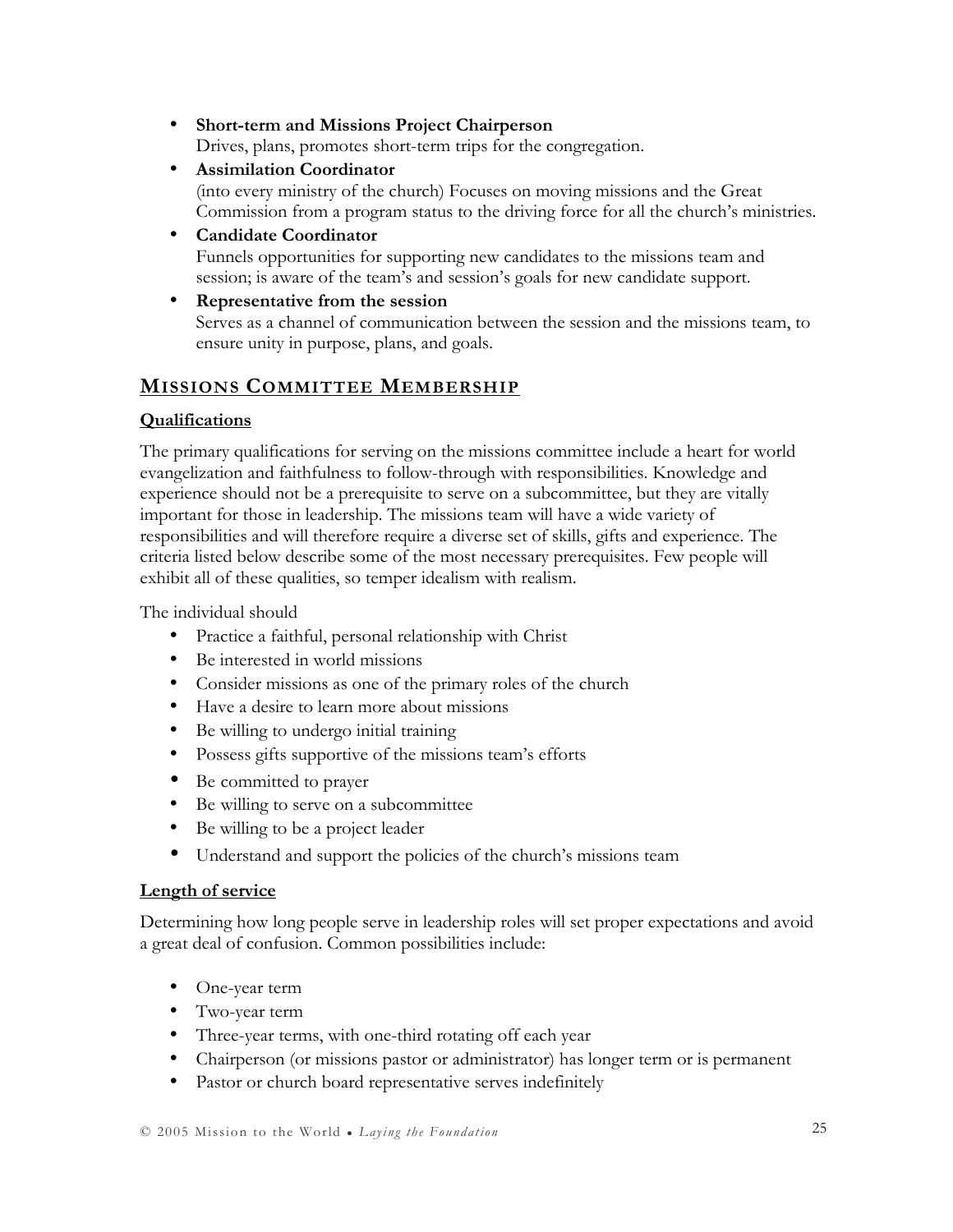- **Short-term and Missions Project Chairperson**
  Drives, plans, promotes short-term trips for the congregation.
- **Assimilation Coordinator**
  (into every ministry of the church) Focuses on moving missions and the Great Commission from a program status to the driving force for all the church's ministries.
- **Candidate Coordinator**
  Funnels opportunities for supporting new candidates to the missions team and session; is aware of the team's and session's goals for new candidate support.
- **Representative from the session**
  Serves as a channel of communication between the session and the missions team, to ensure unity in purpose, plans, and goals.

## MISSIONS COMMITTEE MEMBERSHIP

### Qualifications

The primary qualifications for serving on the missions committee include a heart for world evangelization and faithfulness to follow-through with responsibilities. Knowledge and experience should not be a prerequisite to serve on a subcommittee, but they are vitally important for those in leadership. The missions team will have a wide variety of responsibilities and will therefore require a diverse set of skills, gifts and experience. The criteria listed below describe some of the most necessary prerequisites. Few people will exhibit all of these qualities, so temper idealism with realism.

The individual should

- Practice a faithful, personal relationship with Christ
- Be interested in world missions
- Consider missions as one of the primary roles of the church
- Have a desire to learn more about missions
- Be willing to undergo initial training
- Possess gifts supportive of the missions team's efforts
- Be committed to prayer
- Be willing to serve on a subcommittee
- Be willing to be a project leader
- Understand and support the policies of the church's missions team

### Length of service

Determining how long people serve in leadership roles will set proper expectations and avoid a great deal of confusion. Common possibilities include:

- One-year term
- Two-year term
- Three-year terms, with one-third rotating off each year
- Chairperson (or missions pastor or administrator) has longer term or is permanent
- Pastor or church board representative serves indefinitely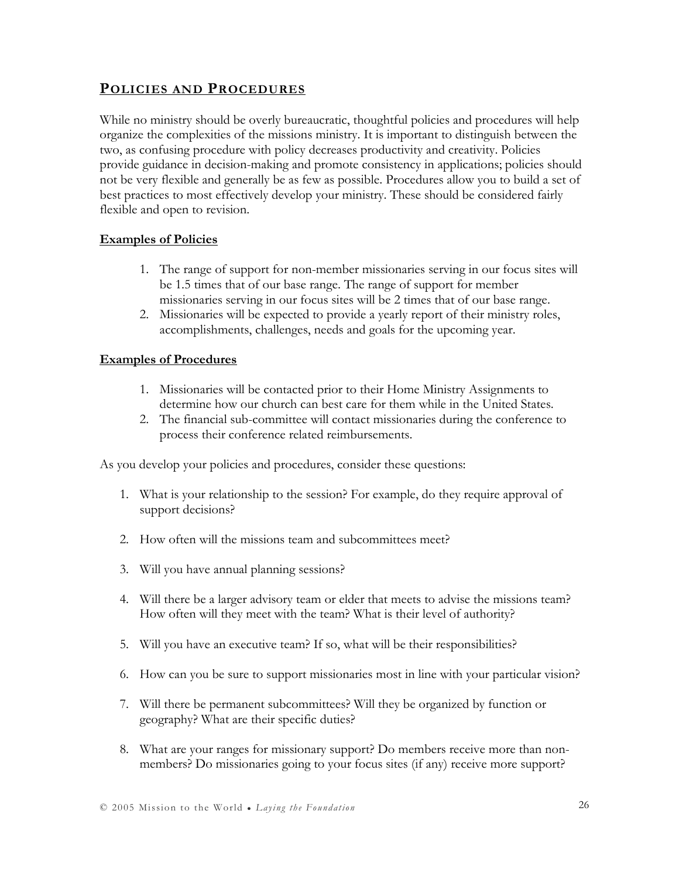## Policies and Procedures

While no ministry should be overly bureaucratic, thoughtful policies and procedures will help organize the complexities of the missions ministry. It is important to distinguish between the two, as confusing procedure with policy decreases productivity and creativity. Policies provide guidance in decision-making and promote consistency in applications; policies should not be very flexible and generally be as few as possible. Procedures allow you to build a set of best practices to most effectively develop your ministry. These should be considered fairly flexible and open to revision.

**Examples of Policies**

1. The range of support for non-member missionaries serving in our focus sites will be 1.5 times that of our base range. The range of support for member missionaries serving in our focus sites will be 2 times that of our base range.
2. Missionaries will be expected to provide a yearly report of their ministry roles, accomplishments, challenges, needs and goals for the upcoming year.

**Examples of Procedures**

1. Missionaries will be contacted prior to their Home Ministry Assignments to determine how our church can best care for them while in the United States.
2. The financial sub-committee will contact missionaries during the conference to process their conference related reimbursements.

As you develop your policies and procedures, consider these questions:

1. What is your relationship to the session? For example, do they require approval of support decisions?
2. How often will the missions team and subcommittees meet?
3. Will you have annual planning sessions?
4. Will there be a larger advisory team or elder that meets to advise the missions team? How often will they meet with the team? What is their level of authority?
5. Will you have an executive team? If so, what will be their responsibilities?
6. How can you be sure to support missionaries most in line with your particular vision?
7. Will there be permanent subcommittees? Will they be organized by function or geography? What are their specific duties?
8. What are your ranges for missionary support? Do members receive more than non-members? Do missionaries going to your focus sites (if any) receive more support?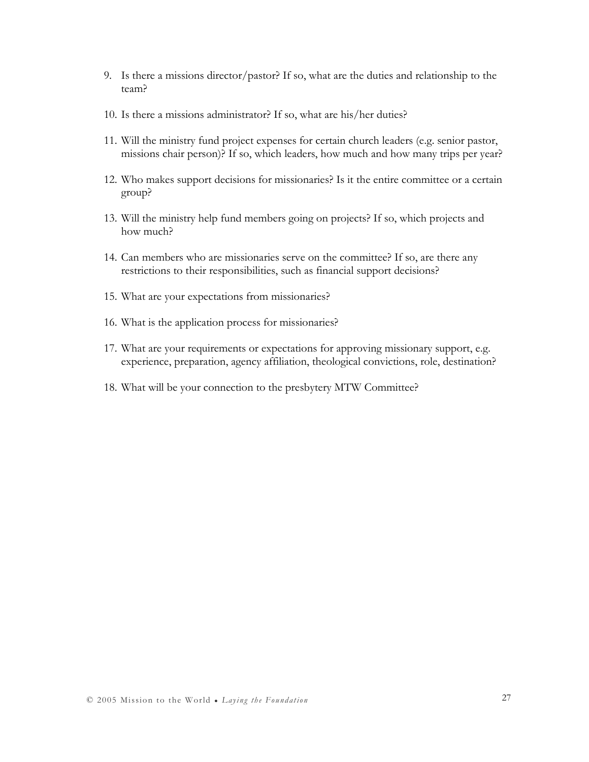9. Is there a missions director/pastor? If so, what are the duties and relationship to the team?

10. Is there a missions administrator? If so, what are his/her duties?

11. Will the ministry fund project expenses for certain church leaders (e.g. senior pastor, missions chair person)? If so, which leaders, how much and how many trips per year?

12. Who makes support decisions for missionaries? Is it the entire committee or a certain group?

13. Will the ministry help fund members going on projects? If so, which projects and how much?

14. Can members who are missionaries serve on the committee? If so, are there any restrictions to their responsibilities, such as financial support decisions?

15. What are your expectations from missionaries?

16. What is the application process for missionaries?

17. What are your requirements or expectations for approving missionary support, e.g. experience, preparation, agency affiliation, theological convictions, role, destination?

18. What will be your connection to the presbytery MTW Committee?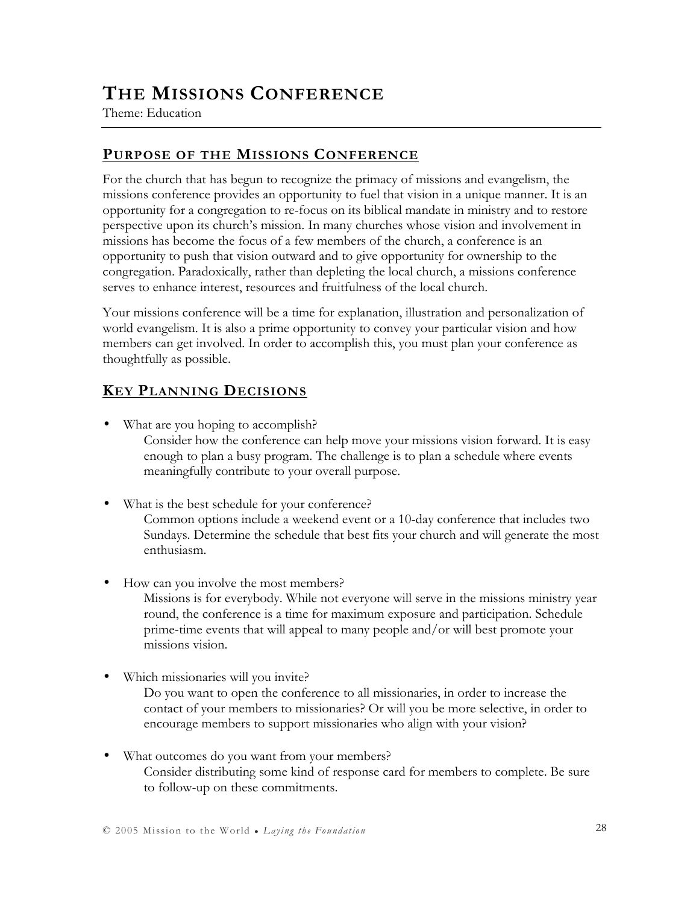# THE MISSIONS CONFERENCE

Theme: Education

## PURPOSE OF THE MISSIONS CONFERENCE

For the church that has begun to recognize the primacy of missions and evangelism, the missions conference provides an opportunity to fuel that vision in a unique manner. It is an opportunity for a congregation to re-focus on its biblical mandate in ministry and to restore perspective upon its church's mission. In many churches whose vision and involvement in missions has become the focus of a few members of the church, a conference is an opportunity to push that vision outward and to give opportunity for ownership to the congregation. Paradoxically, rather than depleting the local church, a missions conference serves to enhance interest, resources and fruitfulness of the local church.

Your missions conference will be a time for explanation, illustration and personalization of world evangelism. It is also a prime opportunity to convey your particular vision and how members can get involved. In order to accomplish this, you must plan your conference as thoughtfully as possible.

## KEY PLANNING DECISIONS

- What are you hoping to accomplish?
  Consider how the conference can help move your missions vision forward. It is easy enough to plan a busy program. The challenge is to plan a schedule where events meaningfully contribute to your overall purpose.

- What is the best schedule for your conference?
  Common options include a weekend event or a 10-day conference that includes two Sundays. Determine the schedule that best fits your church and will generate the most enthusiasm.

- How can you involve the most members?
  Missions is for everybody. While not everyone will serve in the missions ministry year round, the conference is a time for maximum exposure and participation. Schedule prime-time events that will appeal to many people and/or will best promote your missions vision.

- Which missionaries will you invite?
  Do you want to open the conference to all missionaries, in order to increase the contact of your members to missionaries? Or will you be more selective, in order to encourage members to support missionaries who align with your vision?

- What outcomes do you want from your members?
  Consider distributing some kind of response card for members to complete. Be sure to follow-up on these commitments.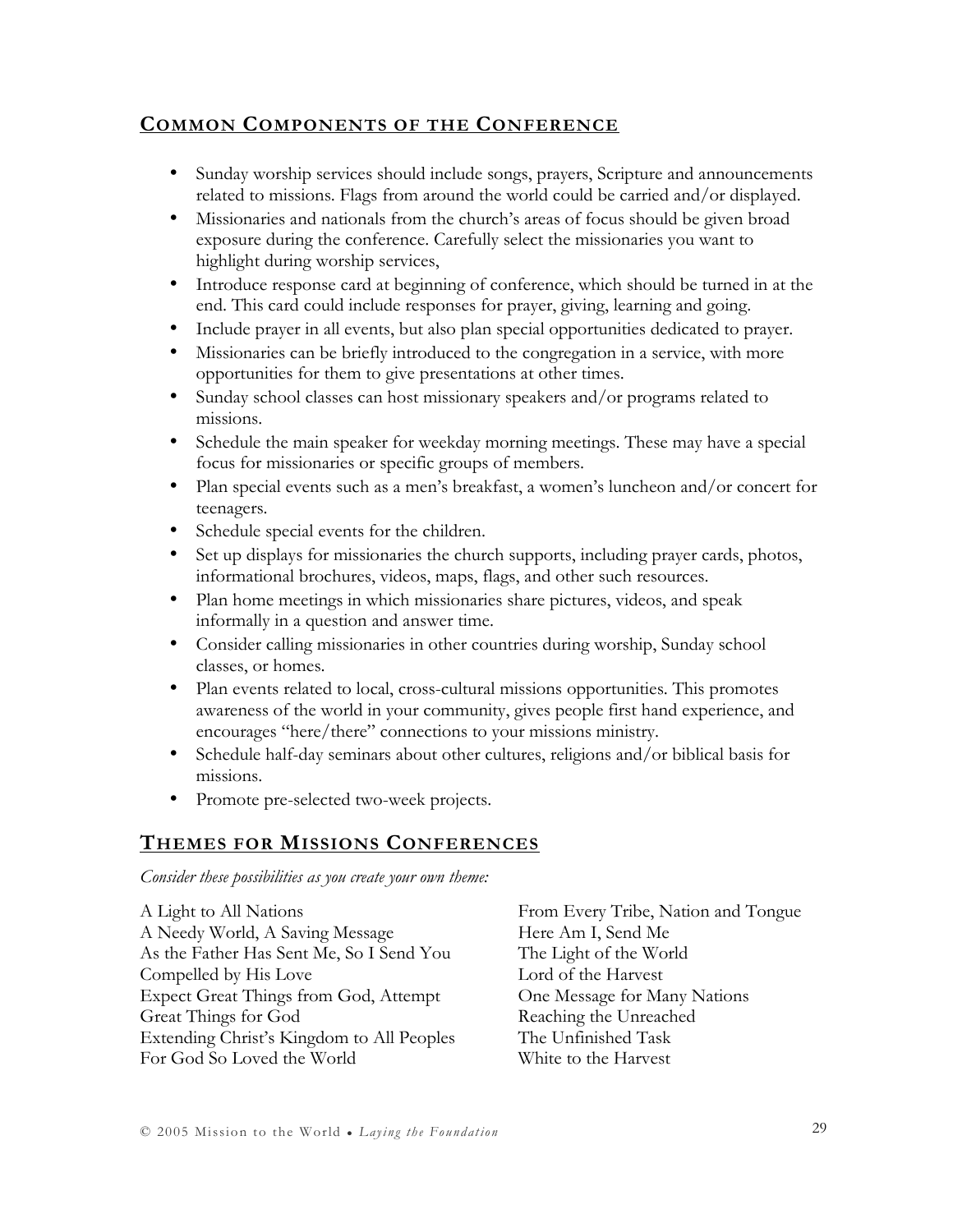## Common Components of the Conference

- Sunday worship services should include songs, prayers, Scripture and announcements related to missions. Flags from around the world could be carried and/or displayed.
- Missionaries and nationals from the church's areas of focus should be given broad exposure during the conference. Carefully select the missionaries you want to highlight during worship services,
- Introduce response card at beginning of conference, which should be turned in at the end. This card could include responses for prayer, giving, learning and going.
- Include prayer in all events, but also plan special opportunities dedicated to prayer.
- Missionaries can be briefly introduced to the congregation in a service, with more opportunities for them to give presentations at other times.
- Sunday school classes can host missionary speakers and/or programs related to missions.
- Schedule the main speaker for weekday morning meetings. These may have a special focus for missionaries or specific groups of members.
- Plan special events such as a men's breakfast, a women's luncheon and/or concert for teenagers.
- Schedule special events for the children.
- Set up displays for missionaries the church supports, including prayer cards, photos, informational brochures, videos, maps, flags, and other such resources.
- Plan home meetings in which missionaries share pictures, videos, and speak informally in a question and answer time.
- Consider calling missionaries in other countries during worship, Sunday school classes, or homes.
- Plan events related to local, cross-cultural missions opportunities. This promotes awareness of the world in your community, gives people first hand experience, and encourages "here/there" connections to your missions ministry.
- Schedule half-day seminars about other cultures, religions and/or biblical basis for missions.
- Promote pre-selected two-week projects.

## Themes for Missions Conferences

*Consider these possibilities as you create your own theme:*

A Light to All Nations
A Needy World, A Saving Message
As the Father Has Sent Me, So I Send You
Compelled by His Love
Expect Great Things from God, Attempt Great Things for God
Extending Christ's Kingdom to All Peoples
For God So Loved the World
From Every Tribe, Nation and Tongue
Here Am I, Send Me
The Light of the World
Lord of the Harvest
One Message for Many Nations
Reaching the Unreached
The Unfinished Task
White to the Harvest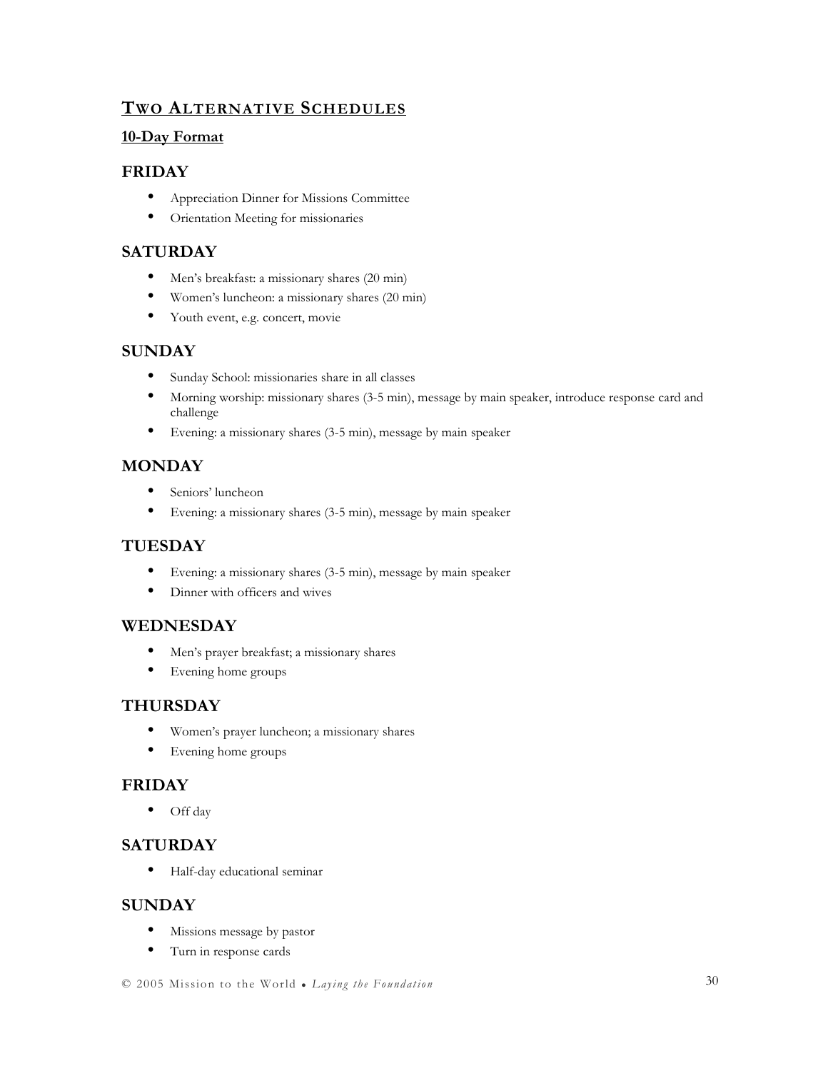## Two Alternative Schedules

### 10-Day Format

### FRIDAY

- Appreciation Dinner for Missions Committee
- Orientation Meeting for missionaries

### SATURDAY

- Men's breakfast: a missionary shares (20 min)
- Women's luncheon: a missionary shares (20 min)
- Youth event, e.g. concert, movie

### SUNDAY

- Sunday School: missionaries share in all classes
- Morning worship: missionary shares (3-5 min), message by main speaker, introduce response card and challenge
- Evening: a missionary shares (3-5 min), message by main speaker

### MONDAY

- Seniors' luncheon
- Evening: a missionary shares (3-5 min), message by main speaker

### TUESDAY

- Evening: a missionary shares (3-5 min), message by main speaker
- Dinner with officers and wives

### WEDNESDAY

- Men's prayer breakfast; a missionary shares
- Evening home groups

### THURSDAY

- Women's prayer luncheon; a missionary shares
- Evening home groups

### FRIDAY

- Off day

### SATURDAY

- Half-day educational seminar

### SUNDAY

- Missions message by pastor
- Turn in response cards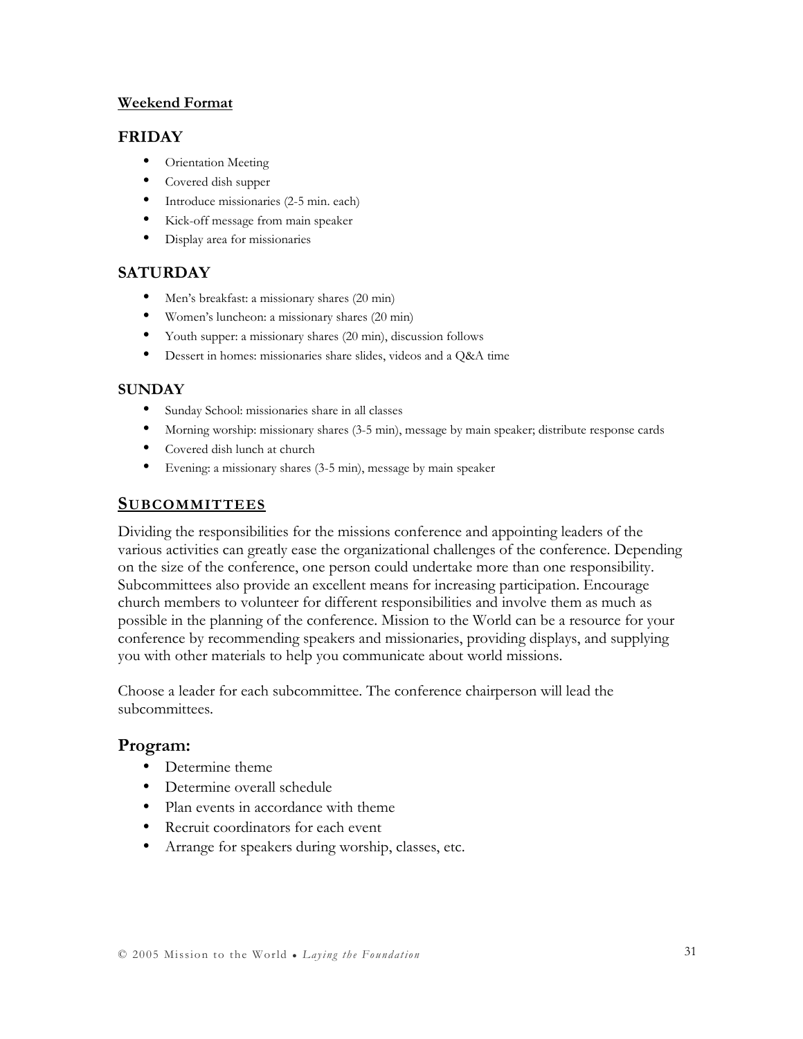**Weekend Format**

### FRIDAY

- Orientation Meeting
- Covered dish supper
- Introduce missionaries (2-5 min. each)
- Kick-off message from main speaker
- Display area for missionaries

### SATURDAY

- Men's breakfast: a missionary shares (20 min)
- Women's luncheon: a missionary shares (20 min)
- Youth supper: a missionary shares (20 min), discussion follows
- Dessert in homes: missionaries share slides, videos and a Q&A time

#### SUNDAY

- Sunday School: missionaries share in all classes
- Morning worship: missionary shares (3-5 min), message by main speaker; distribute response cards
- Covered dish lunch at church
- Evening: a missionary shares (3-5 min), message by main speaker

## SUBCOMMITTEES

Dividing the responsibilities for the missions conference and appointing leaders of the various activities can greatly ease the organizational challenges of the conference. Depending on the size of the conference, one person could undertake more than one responsibility. Subcommittees also provide an excellent means for increasing participation. Encourage church members to volunteer for different responsibilities and involve them as much as possible in the planning of the conference. Mission to the World can be a resource for your conference by recommending speakers and missionaries, providing displays, and supplying you with other materials to help you communicate about world missions.

Choose a leader for each subcommittee. The conference chairperson will lead the subcommittees.

### Program:

- Determine theme
- Determine overall schedule
- Plan events in accordance with theme
- Recruit coordinators for each event
- Arrange for speakers during worship, classes, etc.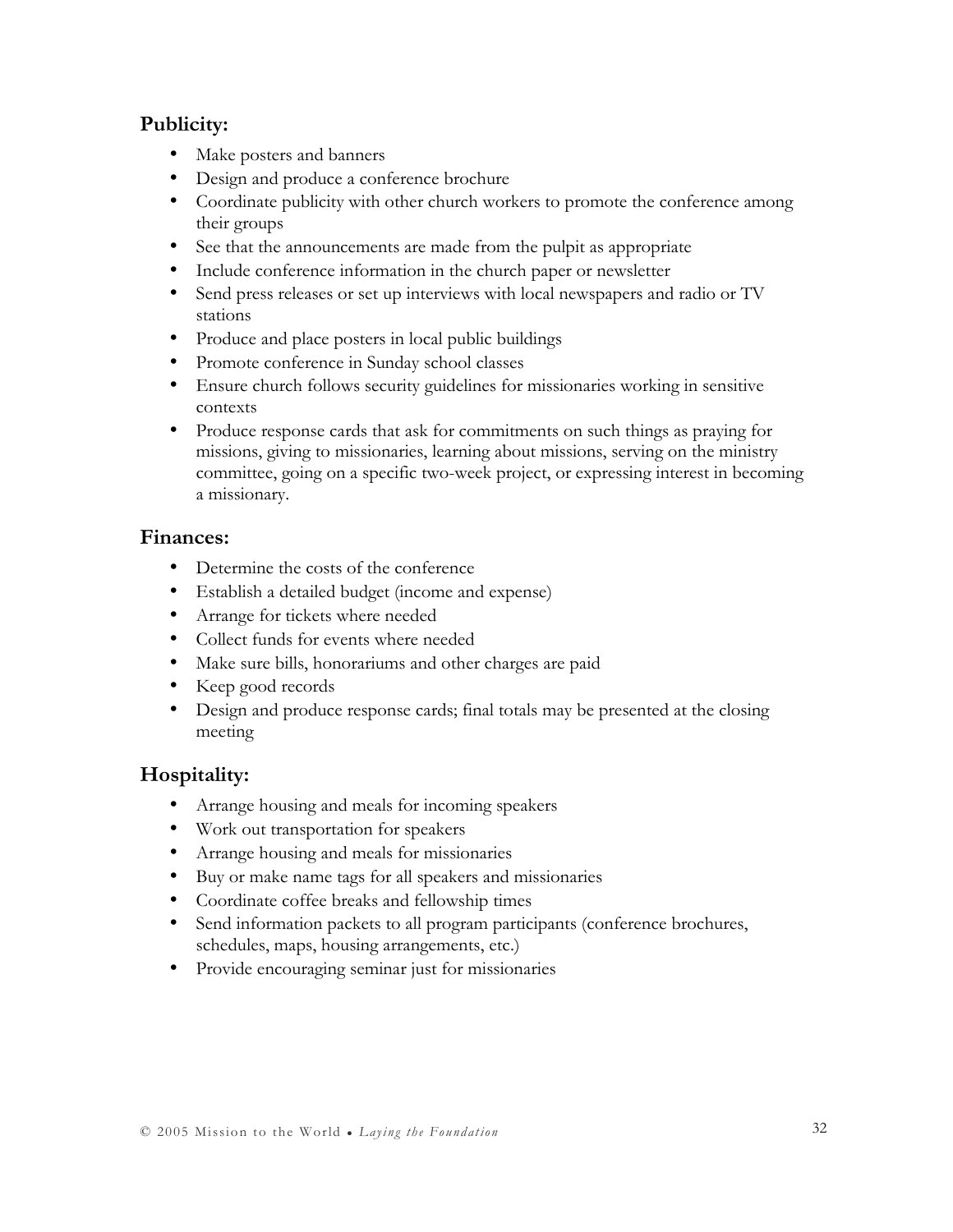## Publicity:

- Make posters and banners
- Design and produce a conference brochure
- Coordinate publicity with other church workers to promote the conference among their groups
- See that the announcements are made from the pulpit as appropriate
- Include conference information in the church paper or newsletter
- Send press releases or set up interviews with local newspapers and radio or TV stations
- Produce and place posters in local public buildings
- Promote conference in Sunday school classes
- Ensure church follows security guidelines for missionaries working in sensitive contexts
- Produce response cards that ask for commitments on such things as praying for missions, giving to missionaries, learning about missions, serving on the ministry committee, going on a specific two-week project, or expressing interest in becoming a missionary.

## Finances:

- Determine the costs of the conference
- Establish a detailed budget (income and expense)
- Arrange for tickets where needed
- Collect funds for events where needed
- Make sure bills, honorariums and other charges are paid
- Keep good records
- Design and produce response cards; final totals may be presented at the closing meeting

## Hospitality:

- Arrange housing and meals for incoming speakers
- Work out transportation for speakers
- Arrange housing and meals for missionaries
- Buy or make name tags for all speakers and missionaries
- Coordinate coffee breaks and fellowship times
- Send information packets to all program participants (conference brochures, schedules, maps, housing arrangements, etc.)
- Provide encouraging seminar just for missionaries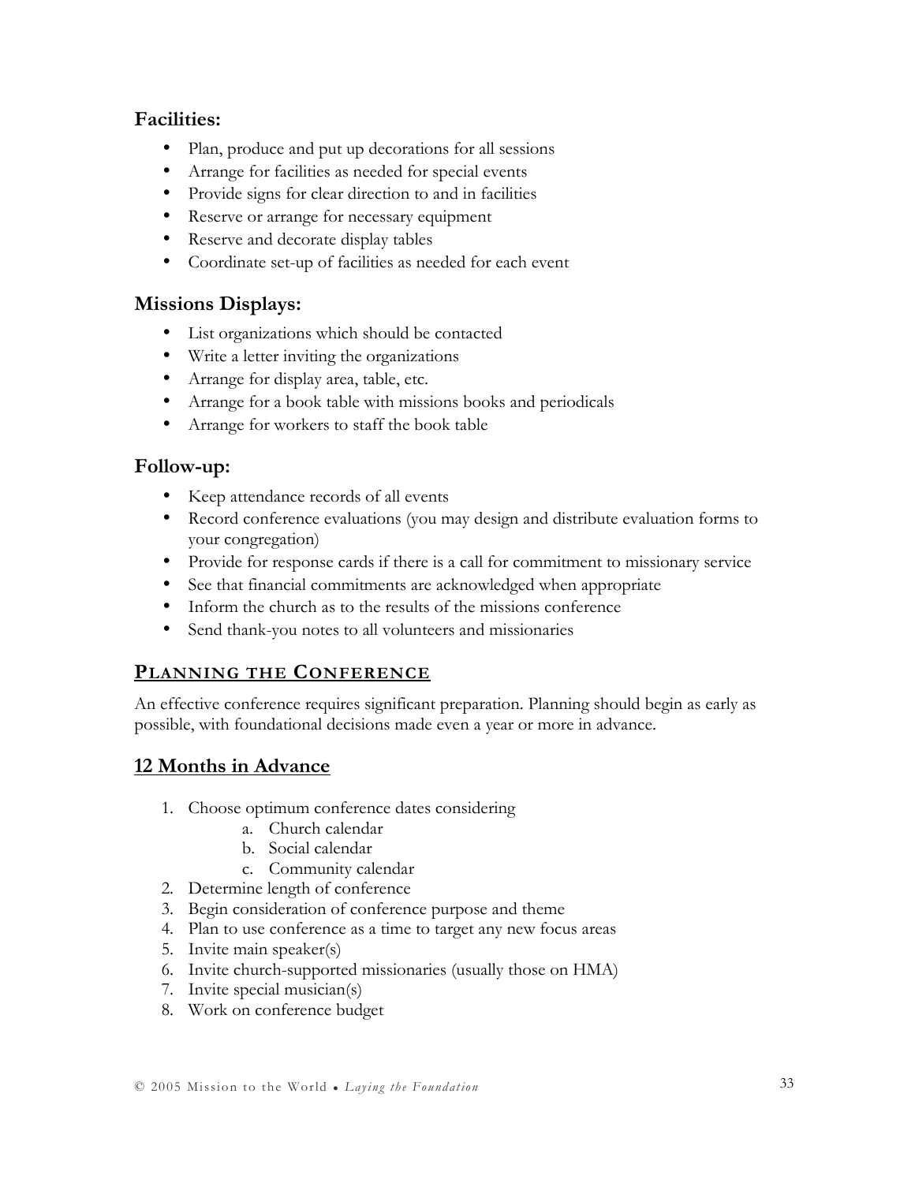### Facilities:

- Plan, produce and put up decorations for all sessions
- Arrange for facilities as needed for special events
- Provide signs for clear direction to and in facilities
- Reserve or arrange for necessary equipment
- Reserve and decorate display tables
- Coordinate set-up of facilities as needed for each event

### Missions Displays:

- List organizations which should be contacted
- Write a letter inviting the organizations
- Arrange for display area, table, etc.
- Arrange for a book table with missions books and periodicals
- Arrange for workers to staff the book table

### Follow-up:

- Keep attendance records of all events
- Record conference evaluations (you may design and distribute evaluation forms to your congregation)
- Provide for response cards if there is a call for commitment to missionary service
- See that financial commitments are acknowledged when appropriate
- Inform the church as to the results of the missions conference
- Send thank-you notes to all volunteers and missionaries

## PLANNING THE CONFERENCE

An effective conference requires significant preparation. Planning should begin as early as possible, with foundational decisions made even a year or more in advance.

### 12 Months in Advance

1. Choose optimum conference dates considering
    a. Church calendar
    b. Social calendar
    c. Community calendar
2. Determine length of conference
3. Begin consideration of conference purpose and theme
4. Plan to use conference as a time to target any new focus areas
5. Invite main speaker(s)
6. Invite church-supported missionaries (usually those on HMA)
7. Invite special musician(s)
8. Work on conference budget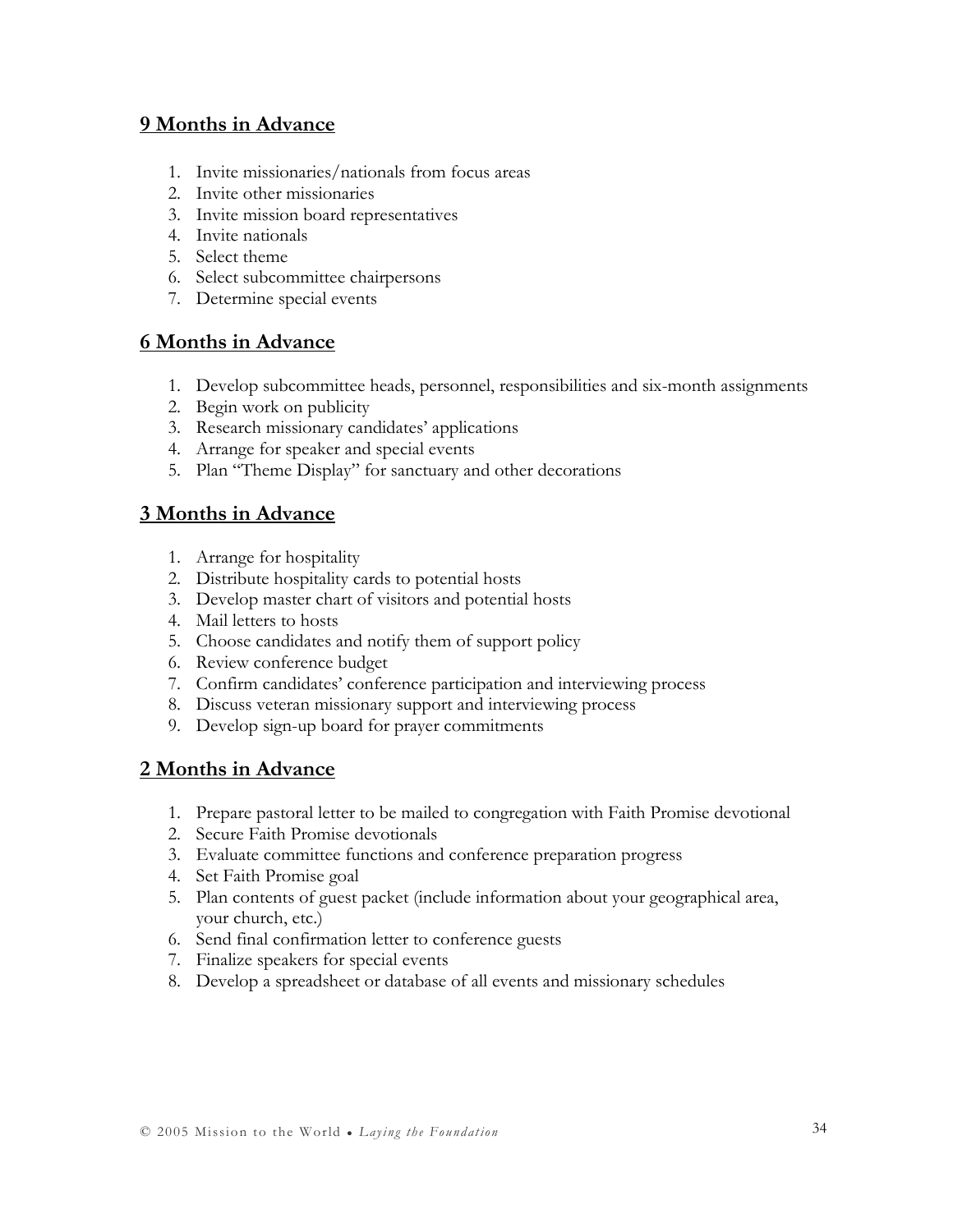## 9 Months in Advance

1. Invite missionaries/nationals from focus areas
2. Invite other missionaries
3. Invite mission board representatives
4. Invite nationals
5. Select theme
6. Select subcommittee chairpersons
7. Determine special events

## 6 Months in Advance

1. Develop subcommittee heads, personnel, responsibilities and six-month assignments
2. Begin work on publicity
3. Research missionary candidates' applications
4. Arrange for speaker and special events
5. Plan "Theme Display" for sanctuary and other decorations

## 3 Months in Advance

1. Arrange for hospitality
2. Distribute hospitality cards to potential hosts
3. Develop master chart of visitors and potential hosts
4. Mail letters to hosts
5. Choose candidates and notify them of support policy
6. Review conference budget
7. Confirm candidates' conference participation and interviewing process
8. Discuss veteran missionary support and interviewing process
9. Develop sign-up board for prayer commitments

## 2 Months in Advance

1. Prepare pastoral letter to be mailed to congregation with Faith Promise devotional
2. Secure Faith Promise devotionals
3. Evaluate committee functions and conference preparation progress
4. Set Faith Promise goal
5. Plan contents of guest packet (include information about your geographical area, your church, etc.)
6. Send final confirmation letter to conference guests
7. Finalize speakers for special events
8. Develop a spreadsheet or database of all events and missionary schedules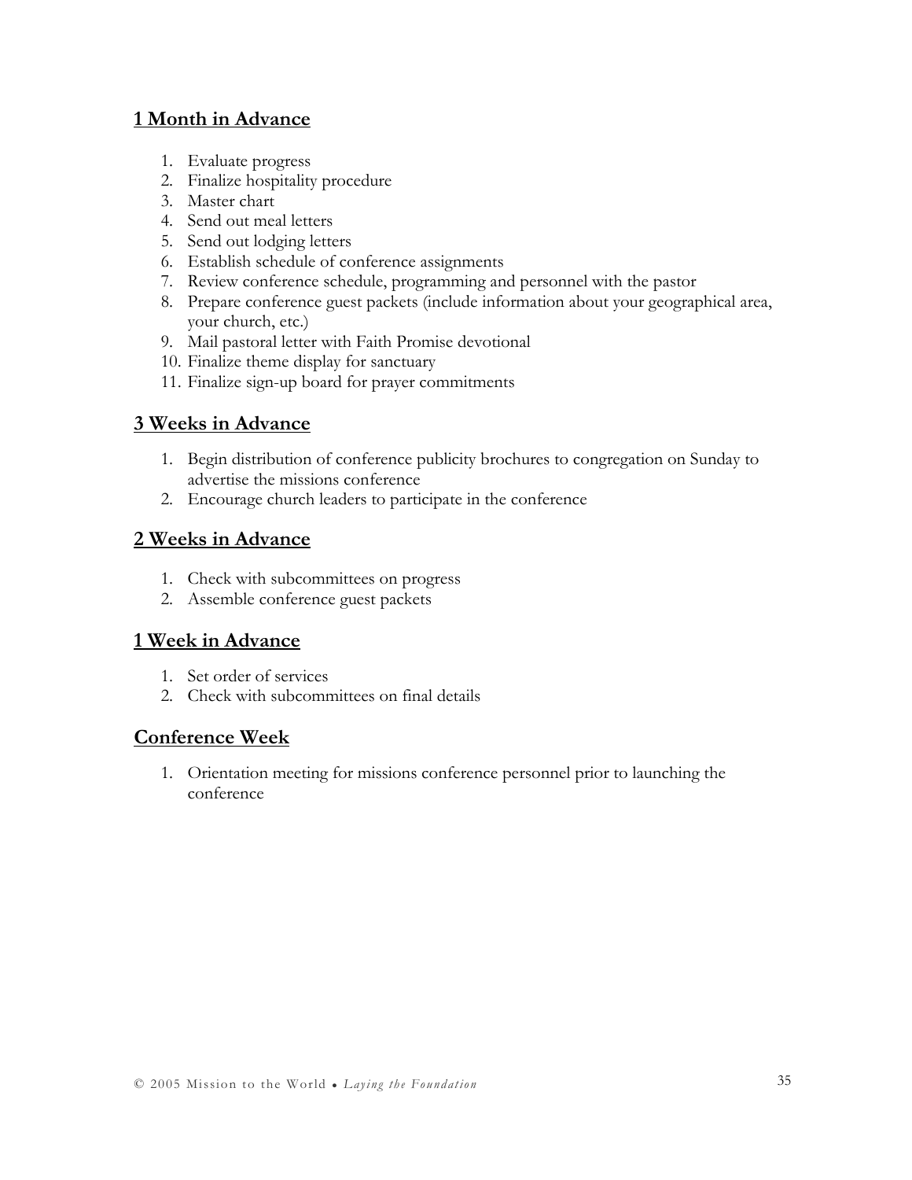## 1 Month in Advance

1. Evaluate progress
2. Finalize hospitality procedure
3. Master chart
4. Send out meal letters
5. Send out lodging letters
6. Establish schedule of conference assignments
7. Review conference schedule, programming and personnel with the pastor
8. Prepare conference guest packets (include information about your geographical area, your church, etc.)
9. Mail pastoral letter with Faith Promise devotional
10. Finalize theme display for sanctuary
11. Finalize sign-up board for prayer commitments

## 3 Weeks in Advance

1. Begin distribution of conference publicity brochures to congregation on Sunday to advertise the missions conference
2. Encourage church leaders to participate in the conference

## 2 Weeks in Advance

1. Check with subcommittees on progress
2. Assemble conference guest packets

## 1 Week in Advance

1. Set order of services
2. Check with subcommittees on final details

## Conference Week

1. Orientation meeting for missions conference personnel prior to launching the conference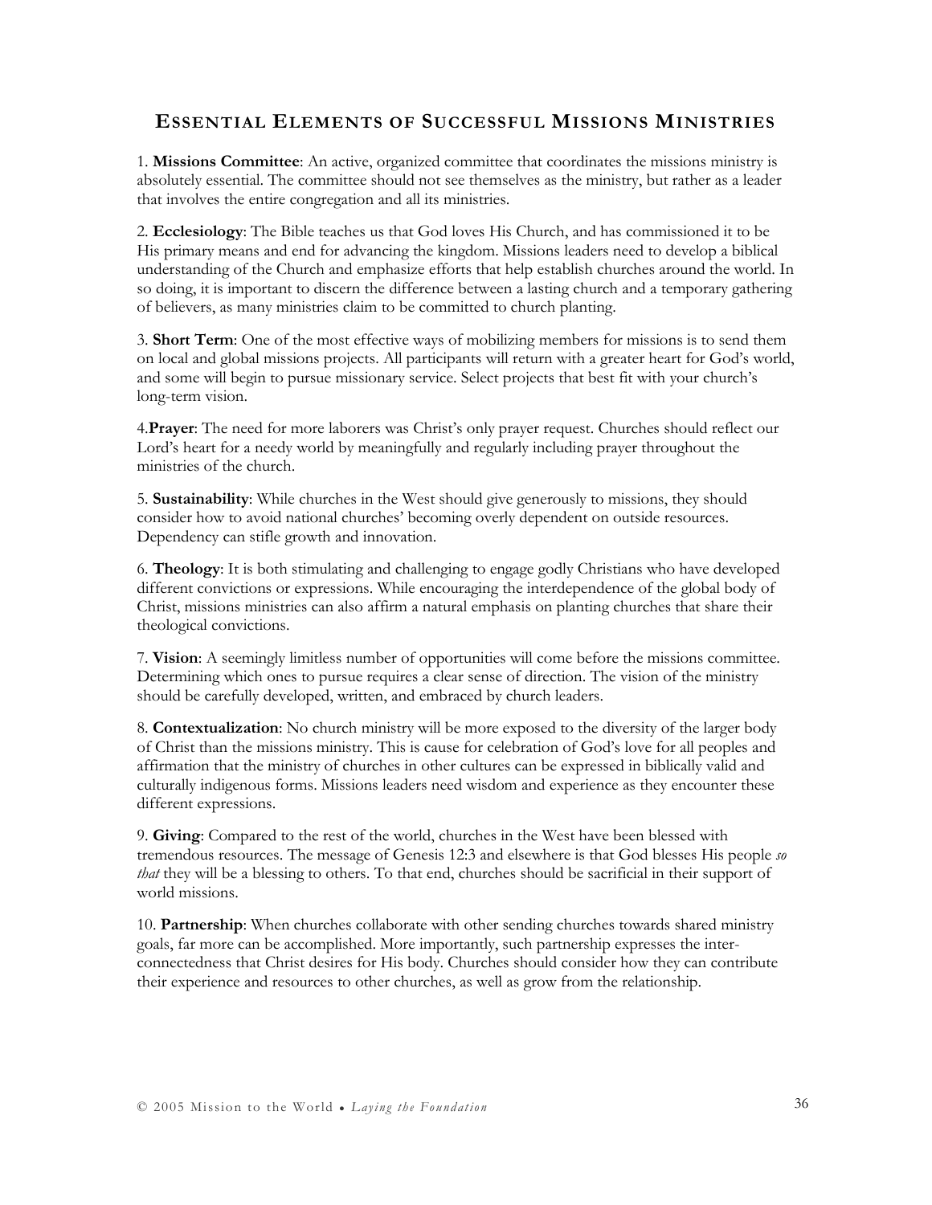## Essential Elements of Successful Missions Ministries

1. **Missions Committee**: An active, organized committee that coordinates the missions ministry is absolutely essential. The committee should not see themselves as the ministry, but rather as a leader that involves the entire congregation and all its ministries.

2. **Ecclesiology**: The Bible teaches us that God loves His Church, and has commissioned it to be His primary means and end for advancing the kingdom. Missions leaders need to develop a biblical understanding of the Church and emphasize efforts that help establish churches around the world. In so doing, it is important to discern the difference between a lasting church and a temporary gathering of believers, as many ministries claim to be committed to church planting.

3. **Short Term**: One of the most effective ways of mobilizing members for missions is to send them on local and global missions projects. All participants will return with a greater heart for God's world, and some will begin to pursue missionary service. Select projects that best fit with your church's long-term vision.

4. **Prayer**: The need for more laborers was Christ's only prayer request. Churches should reflect our Lord's heart for a needy world by meaningfully and regularly including prayer throughout the ministries of the church.

5. **Sustainability**: While churches in the West should give generously to missions, they should consider how to avoid national churches' becoming overly dependent on outside resources. Dependency can stifle growth and innovation.

6. **Theology**: It is both stimulating and challenging to engage godly Christians who have developed different convictions or expressions. While encouraging the interdependence of the global body of Christ, missions ministries can also affirm a natural emphasis on planting churches that share their theological convictions.

7. **Vision**: A seemingly limitless number of opportunities will come before the missions committee. Determining which ones to pursue requires a clear sense of direction. The vision of the ministry should be carefully developed, written, and embraced by church leaders.

8. **Contextualization**: No church ministry will be more exposed to the diversity of the larger body of Christ than the missions ministry. This is cause for celebration of God's love for all peoples and affirmation that the ministry of churches in other cultures can be expressed in biblically valid and culturally indigenous forms. Missions leaders need wisdom and experience as they encounter these different expressions.

9. **Giving**: Compared to the rest of the world, churches in the West have been blessed with tremendous resources. The message of Genesis 12:3 and elsewhere is that God blesses His people *so that* they will be a blessing to others. To that end, churches should be sacrificial in their support of world missions.

10. **Partnership**: When churches collaborate with other sending churches towards shared ministry goals, far more can be accomplished. More importantly, such partnership expresses the inter-connectedness that Christ desires for His body. Churches should consider how they can contribute their experience and resources to other churches, as well as grow from the relationship.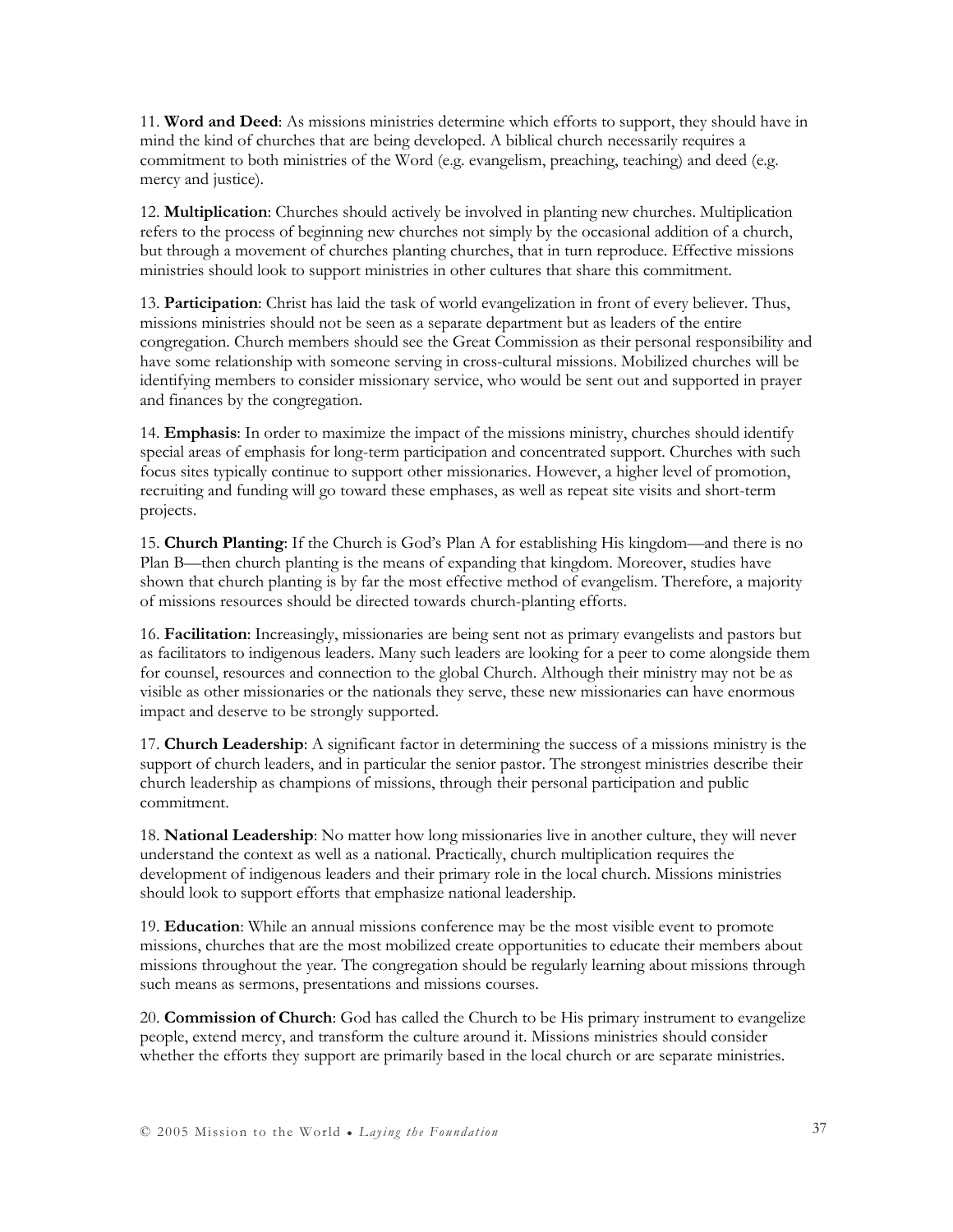11. **Word and Deed**: As missions ministries determine which efforts to support, they should have in mind the kind of churches that are being developed. A biblical church necessarily requires a commitment to both ministries of the Word (e.g. evangelism, preaching, teaching) and deed (e.g. mercy and justice).

12. **Multiplication**: Churches should actively be involved in planting new churches. Multiplication refers to the process of beginning new churches not simply by the occasional addition of a church, but through a movement of churches planting churches, that in turn reproduce. Effective missions ministries should look to support ministries in other cultures that share this commitment.

13. **Participation**: Christ has laid the task of world evangelization in front of every believer. Thus, missions ministries should not be seen as a separate department but as leaders of the entire congregation. Church members should see the Great Commission as their personal responsibility and have some relationship with someone serving in cross-cultural missions. Mobilized churches will be identifying members to consider missionary service, who would be sent out and supported in prayer and finances by the congregation.

14. **Emphasis**: In order to maximize the impact of the missions ministry, churches should identify special areas of emphasis for long-term participation and concentrated support. Churches with such focus sites typically continue to support other missionaries. However, a higher level of promotion, recruiting and funding will go toward these emphases, as well as repeat site visits and short-term projects.

15. **Church Planting**: If the Church is God's Plan A for establishing His kingdom—and there is no Plan B—then church planting is the means of expanding that kingdom. Moreover, studies have shown that church planting is by far the most effective method of evangelism. Therefore, a majority of missions resources should be directed towards church-planting efforts.

16. **Facilitation**: Increasingly, missionaries are being sent not as primary evangelists and pastors but as facilitators to indigenous leaders. Many such leaders are looking for a peer to come alongside them for counsel, resources and connection to the global Church. Although their ministry may not be as visible as other missionaries or the nationals they serve, these new missionaries can have enormous impact and deserve to be strongly supported.

17. **Church Leadership**: A significant factor in determining the success of a missions ministry is the support of church leaders, and in particular the senior pastor. The strongest ministries describe their church leadership as champions of missions, through their personal participation and public commitment.

18. **National Leadership**: No matter how long missionaries live in another culture, they will never understand the context as well as a national. Practically, church multiplication requires the development of indigenous leaders and their primary role in the local church. Missions ministries should look to support efforts that emphasize national leadership.

19. **Education**: While an annual missions conference may be the most visible event to promote missions, churches that are the most mobilized create opportunities to educate their members about missions throughout the year. The congregation should be regularly learning about missions through such means as sermons, presentations and missions courses.

20. **Commission of Church**: God has called the Church to be His primary instrument to evangelize people, extend mercy, and transform the culture around it. Missions ministries should consider whether the efforts they support are primarily based in the local church or are separate ministries.